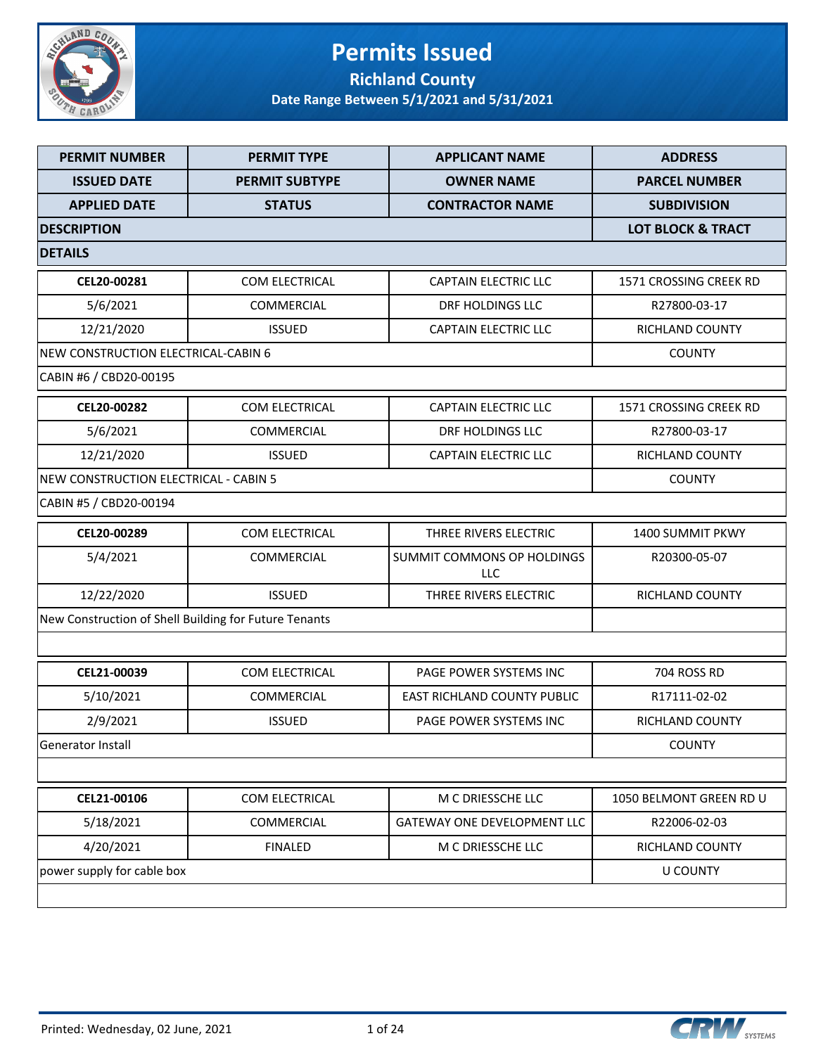# Permits Issued

## Richland County

### Date Range Between 5/1/2021 and 5/31/2021

| PERMIT NUMBER | PERMIT TYPE | APPLICANT NAME | ADDRESS |
|---|---|---|---|
| ISSUED DATE | PERMIT SUBTYPE | OWNER NAME | PARCEL NUMBER |
| APPLIED DATE | STATUS | CONTRACTOR NAME | SUBDIVISION |
| DESCRIPTION | | | LOT BLOCK & TRACT |
| DETAILS | | | |
| CEL20-00281 | COM ELECTRICAL | CAPTAIN ELECTRIC LLC | 1571 CROSSING CREEK RD |
| 5/6/2021 | COMMERCIAL | DRF HOLDINGS LLC | R27800-03-17 |
| 12/21/2020 | ISSUED | CAPTAIN ELECTRIC LLC | RICHLAND COUNTY |
| NEW CONSTRUCTION ELECTRICAL-CABIN 6 | | | COUNTY |
| CABIN #6 / CBD20-00195 | | | |
| CEL20-00282 | COM ELECTRICAL | CAPTAIN ELECTRIC LLC | 1571 CROSSING CREEK RD |
| 5/6/2021 | COMMERCIAL | DRF HOLDINGS LLC | R27800-03-17 |
| 12/21/2020 | ISSUED | CAPTAIN ELECTRIC LLC | RICHLAND COUNTY |
| NEW CONSTRUCTION ELECTRICAL - CABIN 5 | | | COUNTY |
| CABIN #5 / CBD20-00194 | | | |
| CEL20-00289 | COM ELECTRICAL | THREE RIVERS ELECTRIC | 1400 SUMMIT PKWY |
| 5/4/2021 | COMMERCIAL | SUMMIT COMMONS OP HOLDINGS LLC | R20300-05-07 |
| 12/22/2020 | ISSUED | THREE RIVERS ELECTRIC | RICHLAND COUNTY |
| New Construction of Shell Building for Future Tenants | | | |
| | | | |
| CEL21-00039 | COM ELECTRICAL | PAGE POWER SYSTEMS INC | 704 ROSS RD |
| 5/10/2021 | COMMERCIAL | EAST RICHLAND COUNTY PUBLIC | R17111-02-02 |
| 2/9/2021 | ISSUED | PAGE POWER SYSTEMS INC | RICHLAND COUNTY |
| Generator Install | | | COUNTY |
| | | | |
| CEL21-00106 | COM ELECTRICAL | M C DRIESSCHE LLC | 1050 BELMONT GREEN RD U |
| 5/18/2021 | COMMERCIAL | GATEWAY ONE DEVELOPMENT LLC | R22006-02-03 |
| 4/20/2021 | FINALED | M C DRIESSCHE LLC | RICHLAND COUNTY |
| power supply for cable box | | | U COUNTY |
| | | | |

Printed: Wednesday, 02 June, 2021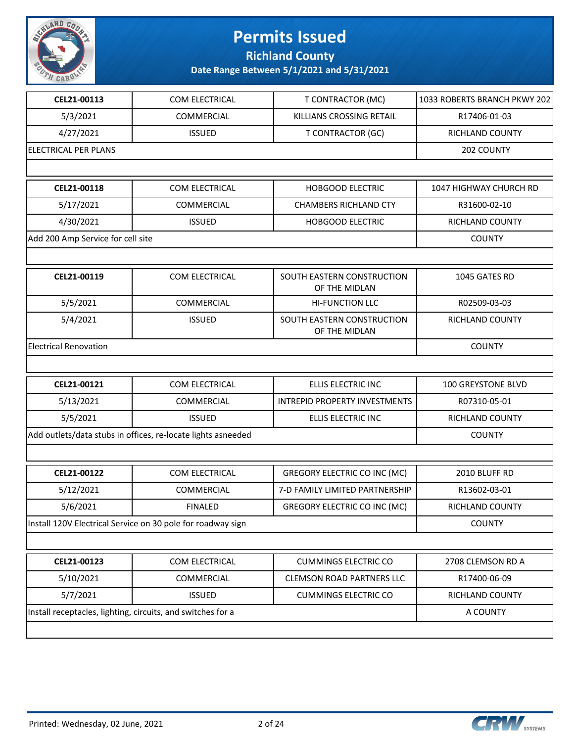# Permits Issued

## Richland County

### Date Range Between 5/1/2021 and 5/31/2021

| | | | |
|---|---|---|---|
| **CEL21-00113** | COM ELECTRICAL | T CONTRACTOR (MC) | 1033 ROBERTS BRANCH PKWY 202 |
| 5/3/2021 | COMMERCIAL | KILLIANS CROSSING RETAIL | R17406-01-03 |
| 4/27/2021 | ISSUED | T CONTRACTOR (GC) | RICHLAND COUNTY |
| ELECTRICAL PER PLANS | | | 202 COUNTY |

| | | | |
|---|---|---|---|
| **CEL21-00118** | COM ELECTRICAL | HOBGOOD ELECTRIC | 1047 HIGHWAY CHURCH RD |
| 5/17/2021 | COMMERCIAL | CHAMBERS RICHLAND CTY | R31600-02-10 |
| 4/30/2021 | ISSUED | HOBGOOD ELECTRIC | RICHLAND COUNTY |
| Add 200 Amp Service for cell site | | | COUNTY |

| | | | |
|---|---|---|---|
| **CEL21-00119** | COM ELECTRICAL | SOUTH EASTERN CONSTRUCTION OF THE MIDLAN | 1045 GATES RD |
| 5/5/2021 | COMMERCIAL | HI-FUNCTION LLC | R02509-03-03 |
| 5/4/2021 | ISSUED | SOUTH EASTERN CONSTRUCTION OF THE MIDLAN | RICHLAND COUNTY |
| Electrical Renovation | | | COUNTY |

| | | | |
|---|---|---|---|
| **CEL21-00121** | COM ELECTRICAL | ELLIS ELECTRIC INC | 100 GREYSTONE BLVD |
| 5/13/2021 | COMMERCIAL | INTREPID PROPERTY INVESTMENTS | R07310-05-01 |
| 5/5/2021 | ISSUED | ELLIS ELECTRIC INC | RICHLAND COUNTY |
| Add outlets/data stubs in offices, re-locate lights asneeded | | | COUNTY |

| | | | |
|---|---|---|---|
| **CEL21-00122** | COM ELECTRICAL | GREGORY ELECTRIC CO INC (MC) | 2010 BLUFF RD |
| 5/12/2021 | COMMERCIAL | 7-D FAMILY LIMITED PARTNERSHIP | R13602-03-01 |
| 5/6/2021 | FINALED | GREGORY ELECTRIC CO INC (MC) | RICHLAND COUNTY |
| Install 120V Electrical Service on 30 pole for roadway sign | | | COUNTY |

| | | | |
|---|---|---|---|
| **CEL21-00123** | COM ELECTRICAL | CUMMINGS ELECTRIC CO | 2708 CLEMSON RD A |
| 5/10/2021 | COMMERCIAL | CLEMSON ROAD PARTNERS LLC | R17400-06-09 |
| 5/7/2021 | ISSUED | CUMMINGS ELECTRIC CO | RICHLAND COUNTY |
| Install receptacles, lighting, circuits, and switches for a | | | A COUNTY |

Printed: Wednesday, 02 June, 2021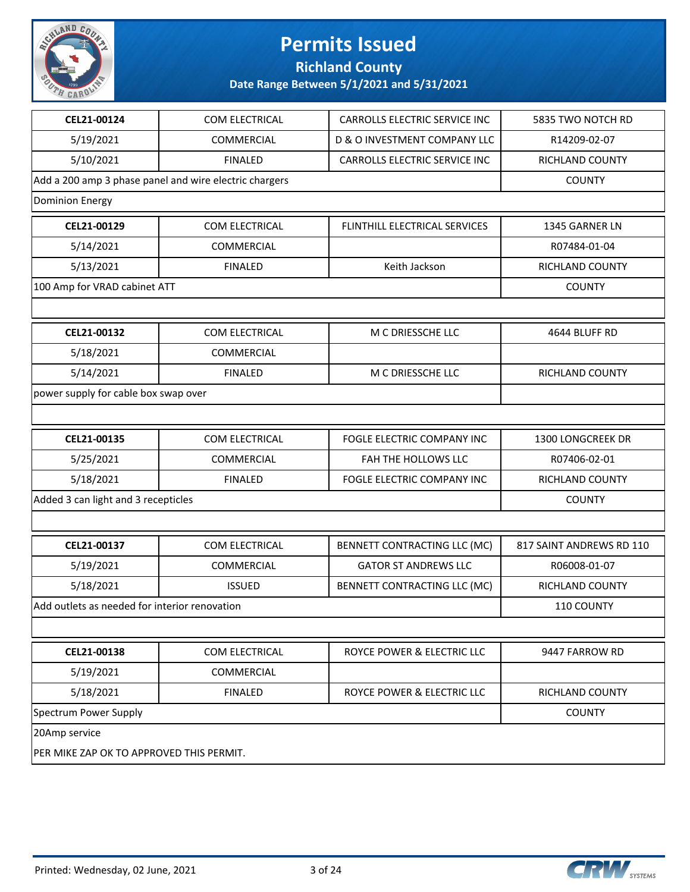# Permits Issued

**Richland County**

**Date Range Between 5/1/2021 and 5/31/2021**

| | | | |
|---|---|---|---|
| **CEL21-00124** | COM ELECTRICAL | CARROLLS ELECTRIC SERVICE INC | 5835 TWO NOTCH RD |
| 5/19/2021 | COMMERCIAL | D & O INVESTMENT COMPANY LLC | R14209-02-07 |
| 5/10/2021 | FINALED | CARROLLS ELECTRIC SERVICE INC | RICHLAND COUNTY |
| Add a 200 amp 3 phase panel and wire electric chargers | | | COUNTY |
| Dominion Energy | | | |

| | | | |
|---|---|---|---|
| **CEL21-00129** | COM ELECTRICAL | FLINTHILL ELECTRICAL SERVICES | 1345 GARNER LN |
| 5/14/2021 | COMMERCIAL | | R07484-01-04 |
| 5/13/2021 | FINALED | Keith Jackson | RICHLAND COUNTY |
| 100 Amp for VRAD cabinet ATT | | | COUNTY |

| | | | |
|---|---|---|---|
| **CEL21-00132** | COM ELECTRICAL | M C DRIESSCHE LLC | 4644 BLUFF RD |
| 5/18/2021 | COMMERCIAL | | |
| 5/14/2021 | FINALED | M C DRIESSCHE LLC | RICHLAND COUNTY |
| power supply for cable box swap over | | | |

| | | | |
|---|---|---|---|
| **CEL21-00135** | COM ELECTRICAL | FOGLE ELECTRIC COMPANY INC | 1300 LONGCREEK DR |
| 5/25/2021 | COMMERCIAL | FAH THE HOLLOWS LLC | R07406-02-01 |
| 5/18/2021 | FINALED | FOGLE ELECTRIC COMPANY INC | RICHLAND COUNTY |
| Added 3 can light and 3 recepticles | | | COUNTY |

| | | | |
|---|---|---|---|
| **CEL21-00137** | COM ELECTRICAL | BENNETT CONTRACTING LLC (MC) | 817 SAINT ANDREWS RD 110 |
| 5/19/2021 | COMMERCIAL | GATOR ST ANDREWS LLC | R06008-01-07 |
| 5/18/2021 | ISSUED | BENNETT CONTRACTING LLC (MC) | RICHLAND COUNTY |
| Add outlets as needed for interior renovation | | | 110 COUNTY |

| | | | |
|---|---|---|---|
| **CEL21-00138** | COM ELECTRICAL | ROYCE POWER & ELECTRIC LLC | 9447 FARROW RD |
| 5/19/2021 | COMMERCIAL | | |
| 5/18/2021 | FINALED | ROYCE POWER & ELECTRIC LLC | RICHLAND COUNTY |
| Spectrum Power Supply | | | COUNTY |
| 20Amp service<br>PER MIKE ZAP OK TO APPROVED THIS PERMIT. | | | |

Printed: Wednesday, 02 June, 2021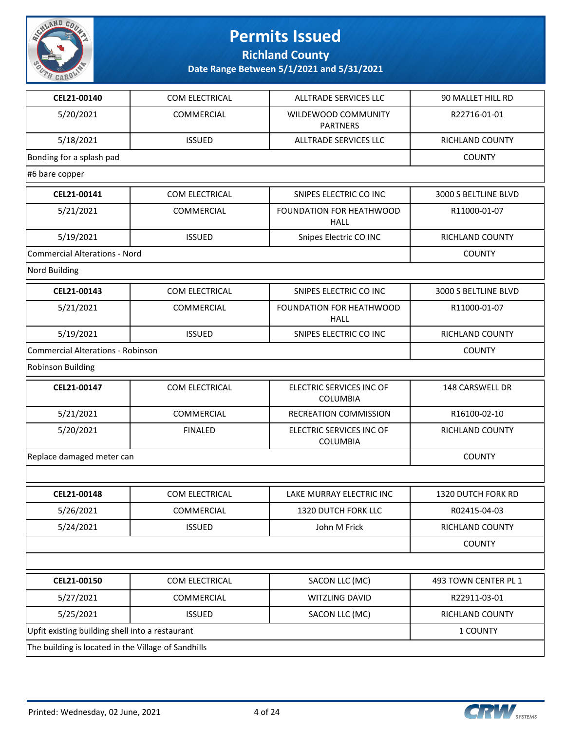# Permits Issued

**Richland County**

**Date Range Between 5/1/2021 and 5/31/2021**

| | | | |
|---|---|---|---|
| **CEL21-00140** | COM ELECTRICAL | ALLTRADE SERVICES LLC | 90 MALLET HILL RD |
| 5/20/2021 | COMMERCIAL | WILDEWOOD COMMUNITY PARTNERS | R22716-01-01 |
| 5/18/2021 | ISSUED | ALLTRADE SERVICES LLC | RICHLAND COUNTY |
| Bonding for a splash pad | | | COUNTY |
| #6 bare copper | | | |

| | | | |
|---|---|---|---|
| **CEL21-00141** | COM ELECTRICAL | SNIPES ELECTRIC CO INC | 3000 S BELTLINE BLVD |
| 5/21/2021 | COMMERCIAL | FOUNDATION FOR HEATHWOOD HALL | R11000-01-07 |
| 5/19/2021 | ISSUED | Snipes Electric CO INC | RICHLAND COUNTY |
| Commercial Alterations - Nord | | | COUNTY |
| Nord Building | | | |

| | | | |
|---|---|---|---|
| **CEL21-00143** | COM ELECTRICAL | SNIPES ELECTRIC CO INC | 3000 S BELTLINE BLVD |
| 5/21/2021 | COMMERCIAL | FOUNDATION FOR HEATHWOOD HALL | R11000-01-07 |
| 5/19/2021 | ISSUED | SNIPES ELECTRIC CO INC | RICHLAND COUNTY |
| Commercial Alterations - Robinson | | | COUNTY |
| Robinson Building | | | |

| | | | |
|---|---|---|---|
| **CEL21-00147** | COM ELECTRICAL | ELECTRIC SERVICES INC OF COLUMBIA | 148 CARSWELL DR |
| 5/21/2021 | COMMERCIAL | RECREATION COMMISSION | R16100-02-10 |
| 5/20/2021 | FINALED | ELECTRIC SERVICES INC OF COLUMBIA | RICHLAND COUNTY |
| Replace damaged meter can | | | COUNTY |
| | | | |

| | | | |
|---|---|---|---|
| **CEL21-00148** | COM ELECTRICAL | LAKE MURRAY ELECTRIC INC | 1320 DUTCH FORK RD |
| 5/26/2021 | COMMERCIAL | 1320 DUTCH FORK LLC | R02415-04-03 |
| 5/24/2021 | ISSUED | John M Frick | RICHLAND COUNTY |
| | | | COUNTY |
| | | | |

| | | | |
|---|---|---|---|
| **CEL21-00150** | COM ELECTRICAL | SACON LLC (MC) | 493 TOWN CENTER PL 1 |
| 5/27/2021 | COMMERCIAL | WITZLING DAVID | R22911-03-01 |
| 5/25/2021 | ISSUED | SACON LLC (MC) | RICHLAND COUNTY |
| Upfit existing building shell into a restaurant | | | 1 COUNTY |
| The building is located in the Village of Sandhills | | | |

Printed: Wednesday, 02 June, 2021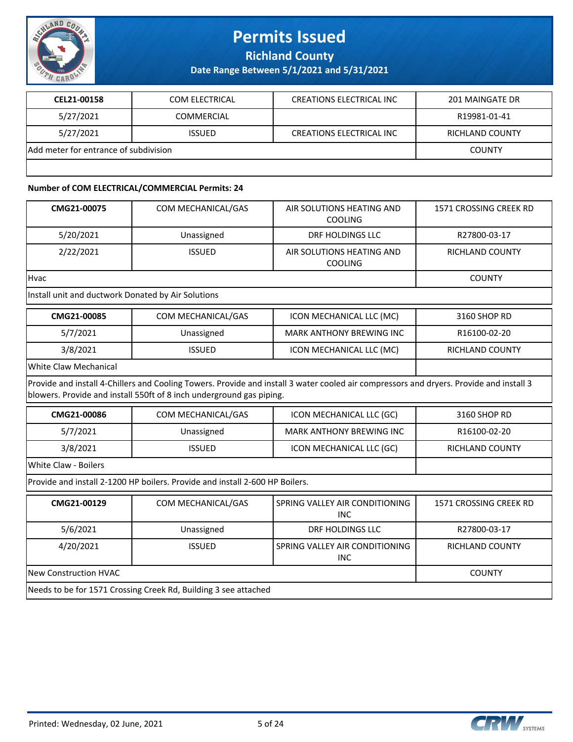# Permits Issued

## Richland County

**Date Range Between 5/1/2021 and 5/31/2021**

| | | | |
|---|---|---|---|
| **CEL21-00158** | COM ELECTRICAL | CREATIONS ELECTRICAL INC | 201 MAINGATE DR |
| 5/27/2021 | COMMERCIAL | | R19981-01-41 |
| 5/27/2021 | ISSUED | CREATIONS ELECTRICAL INC | RICHLAND COUNTY |
| Add meter for entrance of subdivision | | | COUNTY |
| | | | |

**Number of COM ELECTRICAL/COMMERCIAL Permits: 24**

| | | | |
|---|---|---|---|
| **CMG21-00075** | COM MECHANICAL/GAS | AIR SOLUTIONS HEATING AND COOLING | 1571 CROSSING CREEK RD |
| 5/20/2021 | Unassigned | DRF HOLDINGS LLC | R27800-03-17 |
| 2/22/2021 | ISSUED | AIR SOLUTIONS HEATING AND COOLING | RICHLAND COUNTY |
| Hvac | | | COUNTY |
| Install unit and ductwork Donated by Air Solutions | | | |

| | | | |
|---|---|---|---|
| **CMG21-00085** | COM MECHANICAL/GAS | ICON MECHANICAL LLC (MC) | 3160 SHOP RD |
| 5/7/2021 | Unassigned | MARK ANTHONY BREWING INC | R16100-02-20 |
| 3/8/2021 | ISSUED | ICON MECHANICAL LLC (MC) | RICHLAND COUNTY |
| White Claw Mechanical | | | |
| Provide and install 4-Chillers and Cooling Towers. Provide and install 3 water cooled air compressors and dryers. Provide and install 3 blowers. Provide and install 550ft of 8 inch underground gas piping. | | | |

| | | | |
|---|---|---|---|
| **CMG21-00086** | COM MECHANICAL/GAS | ICON MECHANICAL LLC (GC) | 3160 SHOP RD |
| 5/7/2021 | Unassigned | MARK ANTHONY BREWING INC | R16100-02-20 |
| 3/8/2021 | ISSUED | ICON MECHANICAL LLC (GC) | RICHLAND COUNTY |
| White Claw - Boilers | | | |
| Provide and install 2-1200 HP boilers. Provide and install 2-600 HP Boilers. | | | |

| | | | |
|---|---|---|---|
| **CMG21-00129** | COM MECHANICAL/GAS | SPRING VALLEY AIR CONDITIONING INC | 1571 CROSSING CREEK RD |
| 5/6/2021 | Unassigned | DRF HOLDINGS LLC | R27800-03-17 |
| 4/20/2021 | ISSUED | SPRING VALLEY AIR CONDITIONING INC | RICHLAND COUNTY |
| New Construction HVAC | | | COUNTY |
| Needs to be for 1571 Crossing Creek Rd, Building 3 see attached | | | |

Printed: Wednesday, 02 June, 2021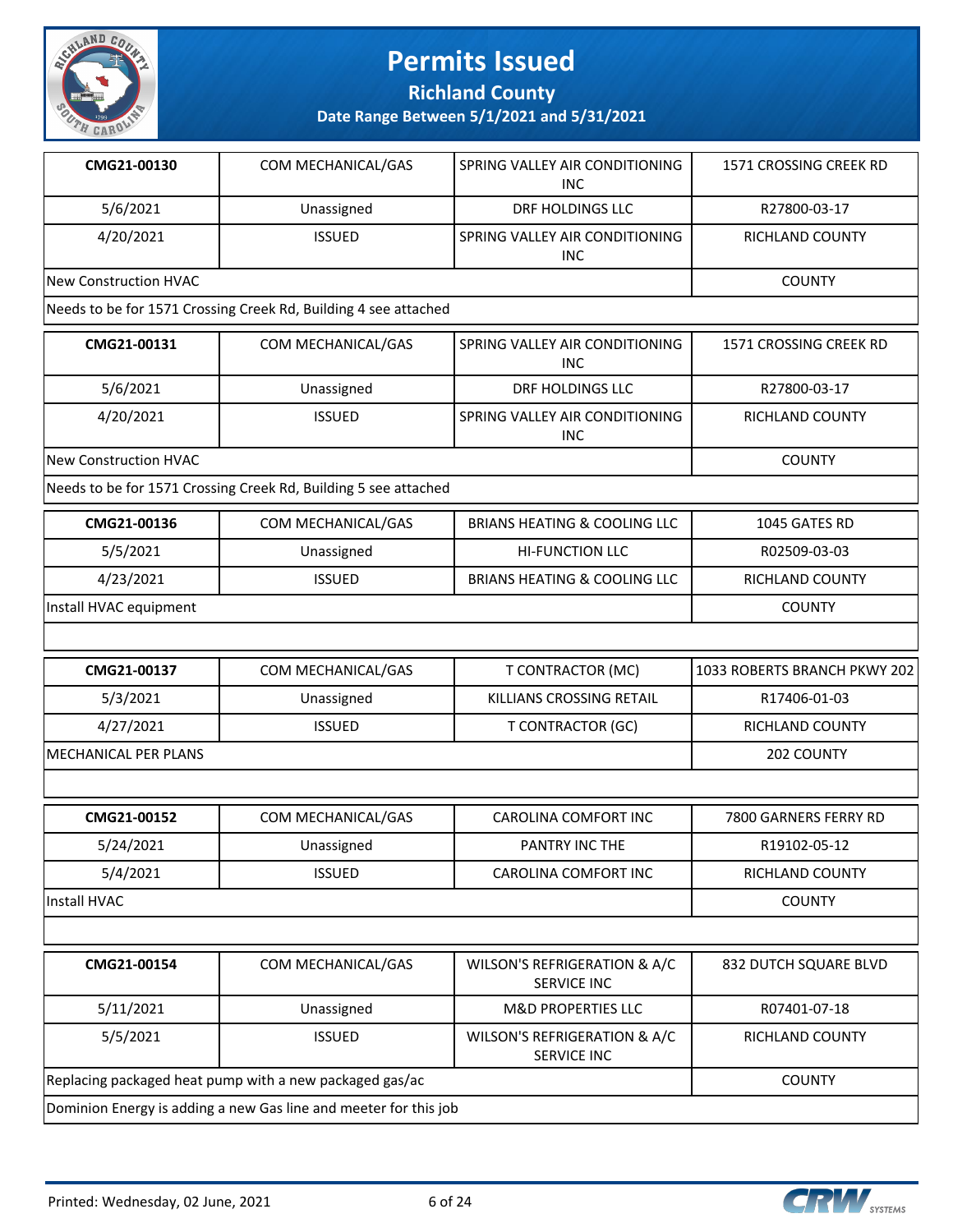# Permits Issued

## Richland County

**Date Range Between 5/1/2021 and 5/31/2021**

| | | | |
|---|---|---|---|
| **CMG21-00130** | COM MECHANICAL/GAS | SPRING VALLEY AIR CONDITIONING INC | 1571 CROSSING CREEK RD |
| 5/6/2021 | Unassigned | DRF HOLDINGS LLC | R27800-03-17 |
| 4/20/2021 | ISSUED | SPRING VALLEY AIR CONDITIONING INC | RICHLAND COUNTY |
| New Construction HVAC | | | COUNTY |
| Needs to be for 1571 Crossing Creek Rd, Building 4 see attached | | | |

| | | | |
|---|---|---|---|
| **CMG21-00131** | COM MECHANICAL/GAS | SPRING VALLEY AIR CONDITIONING INC | 1571 CROSSING CREEK RD |
| 5/6/2021 | Unassigned | DRF HOLDINGS LLC | R27800-03-17 |
| 4/20/2021 | ISSUED | SPRING VALLEY AIR CONDITIONING INC | RICHLAND COUNTY |
| New Construction HVAC | | | COUNTY |
| Needs to be for 1571 Crossing Creek Rd, Building 5 see attached | | | |

| | | | |
|---|---|---|---|
| **CMG21-00136** | COM MECHANICAL/GAS | BRIANS HEATING & COOLING LLC | 1045 GATES RD |
| 5/5/2021 | Unassigned | HI-FUNCTION LLC | R02509-03-03 |
| 4/23/2021 | ISSUED | BRIANS HEATING & COOLING LLC | RICHLAND COUNTY |
| Install HVAC equipment | | | COUNTY |

| | | | |
|---|---|---|---|
| **CMG21-00137** | COM MECHANICAL/GAS | T CONTRACTOR (MC) | 1033 ROBERTS BRANCH PKWY 202 |
| 5/3/2021 | Unassigned | KILLIANS CROSSING RETAIL | R17406-01-03 |
| 4/27/2021 | ISSUED | T CONTRACTOR (GC) | RICHLAND COUNTY |
| MECHANICAL PER PLANS | | | 202 COUNTY |

| | | | |
|---|---|---|---|
| **CMG21-00152** | COM MECHANICAL/GAS | CAROLINA COMFORT INC | 7800 GARNERS FERRY RD |
| 5/24/2021 | Unassigned | PANTRY INC THE | R19102-05-12 |
| 5/4/2021 | ISSUED | CAROLINA COMFORT INC | RICHLAND COUNTY |
| Install HVAC | | | COUNTY |

| | | | |
|---|---|---|---|
| **CMG21-00154** | COM MECHANICAL/GAS | WILSON'S REFRIGERATION & A/C SERVICE INC | 832 DUTCH SQUARE BLVD |
| 5/11/2021 | Unassigned | M&D PROPERTIES LLC | R07401-07-18 |
| 5/5/2021 | ISSUED | WILSON'S REFRIGERATION & A/C SERVICE INC | RICHLAND COUNTY |
| Replacing packaged heat pump with a new packaged gas/ac | | | COUNTY |
| Dominion Energy is adding a new Gas line and meeter for this job | | | |

Printed: Wednesday, 02 June, 2021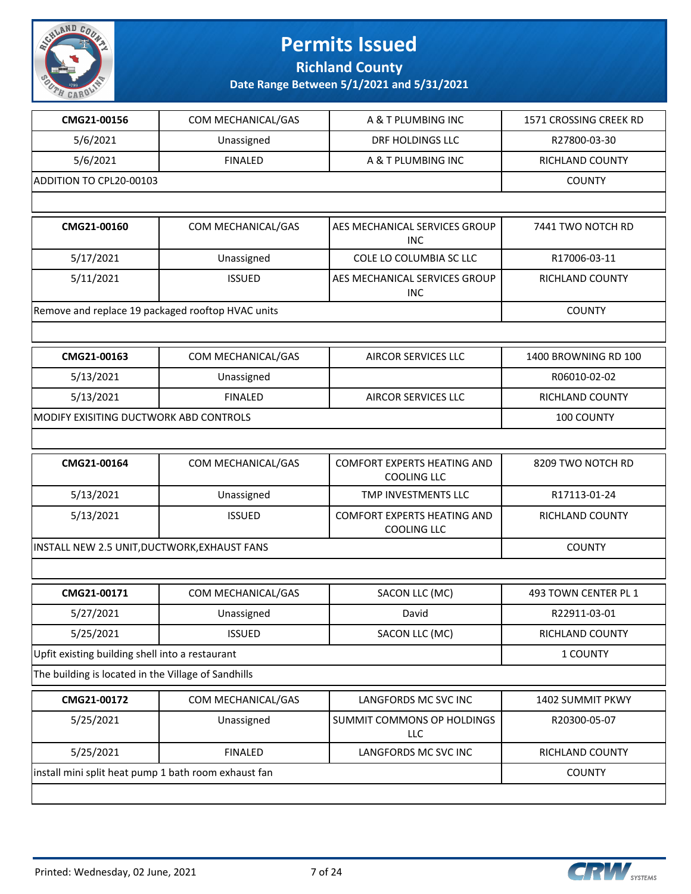# Permits Issued

## Richland County

### Date Range Between 5/1/2021 and 5/31/2021

| | | | |
|---|---|---|---|
| **CMG21-00156** | COM MECHANICAL/GAS | A & T PLUMBING INC | 1571 CROSSING CREEK RD |
| 5/6/2021 | Unassigned | DRF HOLDINGS LLC | R27800-03-30 |
| 5/6/2021 | FINALED | A & T PLUMBING INC | RICHLAND COUNTY |
| ADDITION TO CPL20-00103 | | | COUNTY |

| | | | |
|---|---|---|---|
| **CMG21-00160** | COM MECHANICAL/GAS | AES MECHANICAL SERVICES GROUP INC | 7441 TWO NOTCH RD |
| 5/17/2021 | Unassigned | COLE LO COLUMBIA SC LLC | R17006-03-11 |
| 5/11/2021 | ISSUED | AES MECHANICAL SERVICES GROUP INC | RICHLAND COUNTY |
| Remove and replace 19 packaged rooftop HVAC units | | | COUNTY |

| | | | |
|---|---|---|---|
| **CMG21-00163** | COM MECHANICAL/GAS | AIRCOR SERVICES LLC | 1400 BROWNING RD 100 |
| 5/13/2021 | Unassigned | | R06010-02-02 |
| 5/13/2021 | FINALED | AIRCOR SERVICES LLC | RICHLAND COUNTY |
| MODIFY EXISITING DUCTWORK ABD CONTROLS | | | 100 COUNTY |

| | | | |
|---|---|---|---|
| **CMG21-00164** | COM MECHANICAL/GAS | COMFORT EXPERTS HEATING AND COOLING LLC | 8209 TWO NOTCH RD |
| 5/13/2021 | Unassigned | TMP INVESTMENTS LLC | R17113-01-24 |
| 5/13/2021 | ISSUED | COMFORT EXPERTS HEATING AND COOLING LLC | RICHLAND COUNTY |
| INSTALL NEW 2.5 UNIT,DUCTWORK,EXHAUST FANS | | | COUNTY |

| | | | |
|---|---|---|---|
| **CMG21-00171** | COM MECHANICAL/GAS | SACON LLC (MC) | 493 TOWN CENTER PL 1 |
| 5/27/2021 | Unassigned | David | R22911-03-01 |
| 5/25/2021 | ISSUED | SACON LLC (MC) | RICHLAND COUNTY |
| Upfit existing building shell into a restaurant | | | 1 COUNTY |
| The building is located in the Village of Sandhills | | | |

| | | | |
|---|---|---|---|
| **CMG21-00172** | COM MECHANICAL/GAS | LANGFORDS MC SVC INC | 1402 SUMMIT PKWY |
| 5/25/2021 | Unassigned | SUMMIT COMMONS OP HOLDINGS LLC | R20300-05-07 |
| 5/25/2021 | FINALED | LANGFORDS MC SVC INC | RICHLAND COUNTY |
| install mini split heat pump 1 bath room exhaust fan | | | COUNTY |

Printed: Wednesday, 02 June, 2021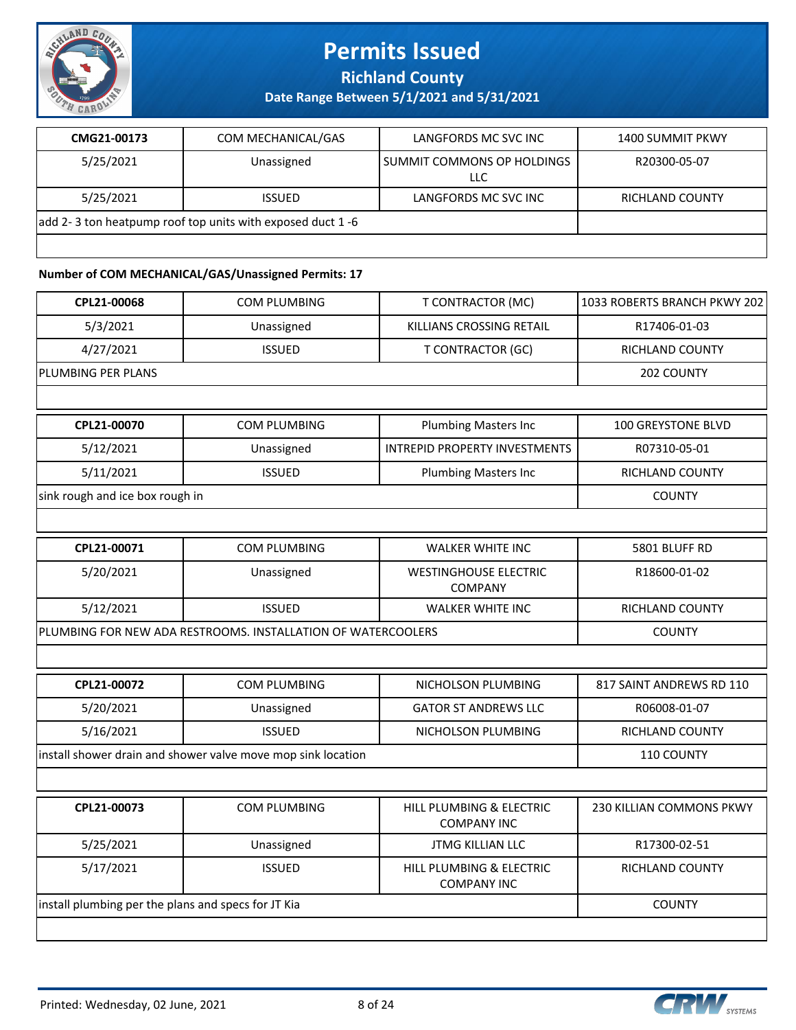| | | | |
|---|---|---|---|
| **CMG21-00173** | COM MECHANICAL/GAS | LANGFORDS MC SVC INC | 1400 SUMMIT PKWY |
| 5/25/2021 | Unassigned | SUMMIT COMMONS OP HOLDINGS LLC | R20300-05-07 |
| 5/25/2021 | ISSUED | LANGFORDS MC SVC INC | RICHLAND COUNTY |
| add 2- 3 ton heatpump roof top units with exposed duct 1 -6 | | | |

**Number of COM MECHANICAL/GAS/Unassigned Permits: 17**

| | | | |
|---|---|---|---|
| **CPL21-00068** | COM PLUMBING | T CONTRACTOR (MC) | 1033 ROBERTS BRANCH PKWY 202 |
| 5/3/2021 | Unassigned | KILLIANS CROSSING RETAIL | R17406-01-03 |
| 4/27/2021 | ISSUED | T CONTRACTOR (GC) | RICHLAND COUNTY |
| PLUMBING PER PLANS | | | 202 COUNTY |

| | | | |
|---|---|---|---|
| **CPL21-00070** | COM PLUMBING | Plumbing Masters Inc | 100 GREYSTONE BLVD |
| 5/12/2021 | Unassigned | INTREPID PROPERTY INVESTMENTS | R07310-05-01 |
| 5/11/2021 | ISSUED | Plumbing Masters Inc | RICHLAND COUNTY |
| sink rough and ice box rough in | | | COUNTY |

| | | | |
|---|---|---|---|
| **CPL21-00071** | COM PLUMBING | WALKER WHITE INC | 5801 BLUFF RD |
| 5/20/2021 | Unassigned | WESTINGHOUSE ELECTRIC COMPANY | R18600-01-02 |
| 5/12/2021 | ISSUED | WALKER WHITE INC | RICHLAND COUNTY |
| PLUMBING FOR NEW ADA RESTROOMS. INSTALLATION OF WATERCOOLERS | | | COUNTY |

| | | | |
|---|---|---|---|
| **CPL21-00072** | COM PLUMBING | NICHOLSON PLUMBING | 817 SAINT ANDREWS RD 110 |
| 5/20/2021 | Unassigned | GATOR ST ANDREWS LLC | R06008-01-07 |
| 5/16/2021 | ISSUED | NICHOLSON PLUMBING | RICHLAND COUNTY |
| install shower drain and shower valve move mop sink location | | | 110 COUNTY |

| | | | |
|---|---|---|---|
| **CPL21-00073** | COM PLUMBING | HILL PLUMBING & ELECTRIC COMPANY INC | 230 KILLIAN COMMONS PKWY |
| 5/25/2021 | Unassigned | JTMG KILLIAN LLC | R17300-02-51 |
| 5/17/2021 | ISSUED | HILL PLUMBING & ELECTRIC COMPANY INC | RICHLAND COUNTY |
| install plumbing per the plans and specs for JT Kia | | | COUNTY |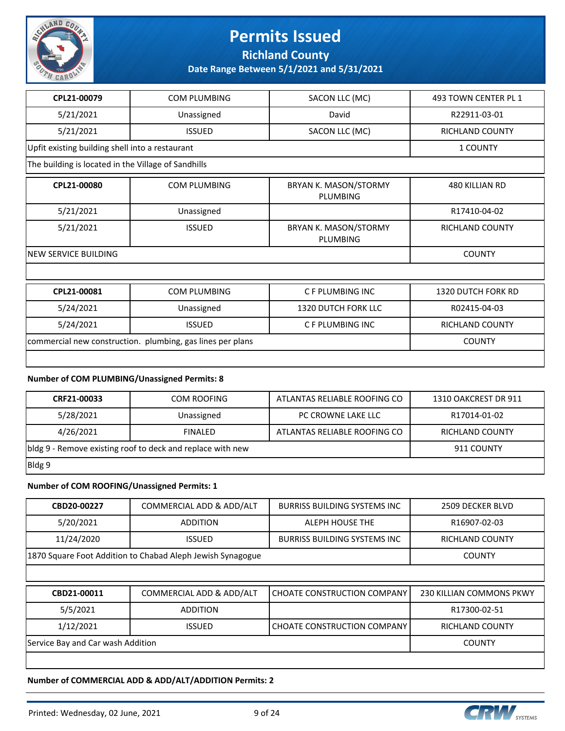| | | | |
|---|---|---|---|
| **CPL21-00079** | COM PLUMBING | SACON LLC (MC) | 493 TOWN CENTER PL 1 |
| 5/21/2021 | Unassigned | David | R22911-03-01 |
| 5/21/2021 | ISSUED | SACON LLC (MC) | RICHLAND COUNTY |
| Upfit existing building shell into a restaurant | | | 1 COUNTY |
| The building is located in the Village of Sandhills | | | |

| | | | |
|---|---|---|---|
| **CPL21-00080** | COM PLUMBING | BRYAN K. MASON/STORMY PLUMBING | 480 KILLIAN RD |
| 5/21/2021 | Unassigned | | R17410-04-02 |
| 5/21/2021 | ISSUED | BRYAN K. MASON/STORMY PLUMBING | RICHLAND COUNTY |
| NEW SERVICE BUILDING | | | COUNTY |

| | | | |
|---|---|---|---|
| **CPL21-00081** | COM PLUMBING | C F PLUMBING INC | 1320 DUTCH FORK RD |
| 5/24/2021 | Unassigned | 1320 DUTCH FORK LLC | R02415-04-03 |
| 5/24/2021 | ISSUED | C F PLUMBING INC | RICHLAND COUNTY |
| commercial new construction. plumbing, gas lines per plans | | | COUNTY |

**Number of COM PLUMBING/Unassigned Permits: 8**

| | | | |
|---|---|---|---|
| **CRF21-00033** | COM ROOFING | ATLANTAS RELIABLE ROOFING CO | 1310 OAKCREST DR 911 |
| 5/28/2021 | Unassigned | PC CROWNE LAKE LLC | R17014-01-02 |
| 4/26/2021 | FINALED | ATLANTAS RELIABLE ROOFING CO | RICHLAND COUNTY |
| bldg 9 - Remove existing roof to deck and replace with new | | | 911 COUNTY |
| Bldg 9 | | | |

**Number of COM ROOFING/Unassigned Permits: 1**

| | | | |
|---|---|---|---|
| **CBD20-00227** | COMMERCIAL ADD & ADD/ALT | BURRISS BUILDING SYSTEMS INC | 2509 DECKER BLVD |
| 5/20/2021 | ADDITION | ALEPH HOUSE THE | R16907-02-03 |
| 11/24/2020 | ISSUED | BURRISS BUILDING SYSTEMS INC | RICHLAND COUNTY |
| 1870 Square Foot Addition to Chabad Aleph Jewish Synagogue | | | COUNTY |

| | | | |
|---|---|---|---|
| **CBD21-00011** | COMMERCIAL ADD & ADD/ALT | CHOATE CONSTRUCTION COMPANY | 230 KILLIAN COMMONS PKWY |
| 5/5/2021 | ADDITION | | R17300-02-51 |
| 1/12/2021 | ISSUED | CHOATE CONSTRUCTION COMPANY | RICHLAND COUNTY |
| Service Bay and Car wash Addition | | | COUNTY |

**Number of COMMERCIAL ADD & ADD/ALT/ADDITION Permits: 2**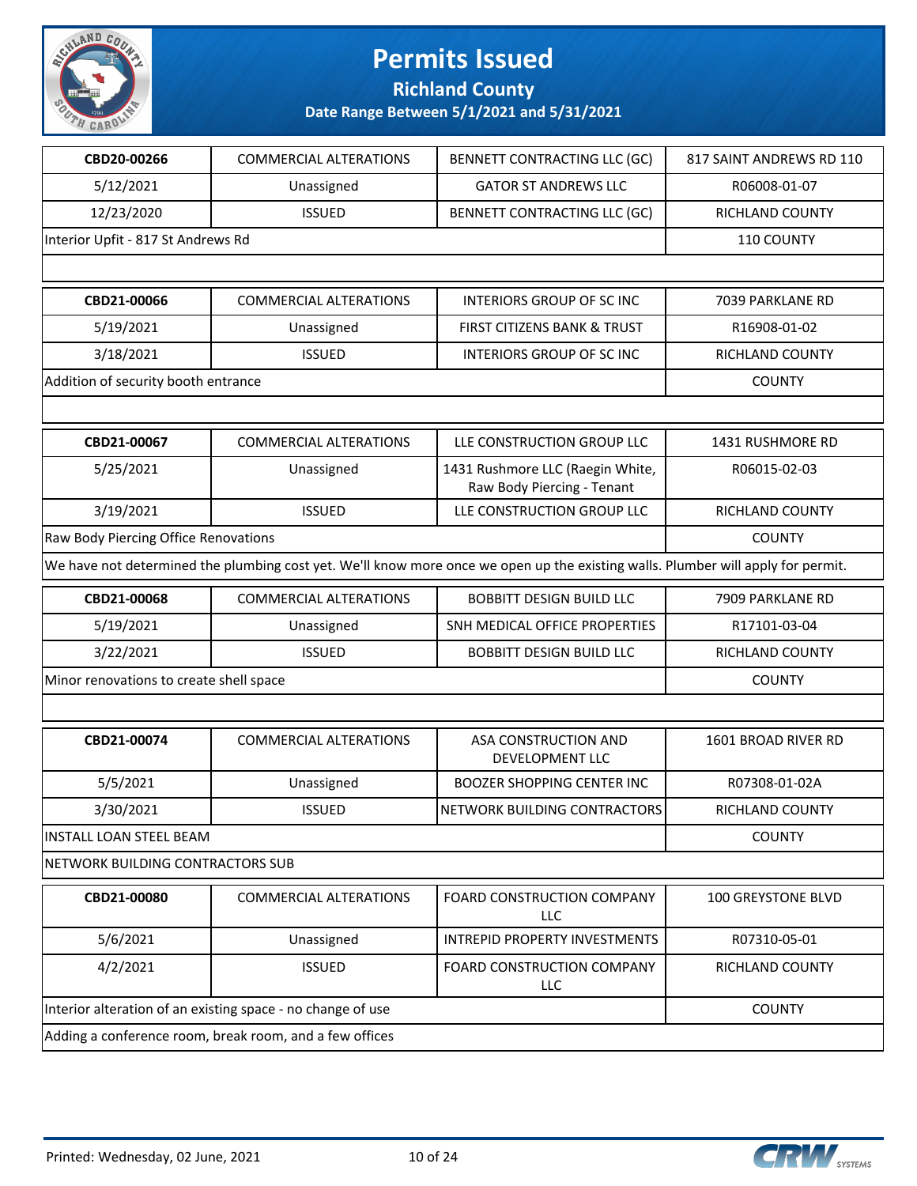# Permits Issued

## Richland County

### Date Range Between 5/1/2021 and 5/31/2021

| | | | |
|---|---|---|---|
| **CBD20-00266** | COMMERCIAL ALTERATIONS | BENNETT CONTRACTING LLC (GC) | 817 SAINT ANDREWS RD 110 |
| 5/12/2021 | Unassigned | GATOR ST ANDREWS LLC | R06008-01-07 |
| 12/23/2020 | ISSUED | BENNETT CONTRACTING LLC (GC) | RICHLAND COUNTY |
| Interior Upfit - 817 St Andrews Rd | | | 110 COUNTY |
| | | | |

| | | | |
|---|---|---|---|
| **CBD21-00066** | COMMERCIAL ALTERATIONS | INTERIORS GROUP OF SC INC | 7039 PARKLANE RD |
| 5/19/2021 | Unassigned | FIRST CITIZENS BANK & TRUST | R16908-01-02 |
| 3/18/2021 | ISSUED | INTERIORS GROUP OF SC INC | RICHLAND COUNTY |
| Addition of security booth entrance | | | COUNTY |
| | | | |

| | | | |
|---|---|---|---|
| **CBD21-00067** | COMMERCIAL ALTERATIONS | LLE CONSTRUCTION GROUP LLC | 1431 RUSHMORE RD |
| 5/25/2021 | Unassigned | 1431 Rushmore LLC (Raegin White, Raw Body Piercing - Tenant | R06015-02-03 |
| 3/19/2021 | ISSUED | LLE CONSTRUCTION GROUP LLC | RICHLAND COUNTY |
| Raw Body Piercing Office Renovations | | | COUNTY |
| We have not determined the plumbing cost yet. We'll know more once we open up the existing walls. Plumber will apply for permit. | | | |

| | | | |
|---|---|---|---|
| **CBD21-00068** | COMMERCIAL ALTERATIONS | BOBBITT DESIGN BUILD LLC | 7909 PARKLANE RD |
| 5/19/2021 | Unassigned | SNH MEDICAL OFFICE PROPERTIES | R17101-03-04 |
| 3/22/2021 | ISSUED | BOBBITT DESIGN BUILD LLC | RICHLAND COUNTY |
| Minor renovations to create shell space | | | COUNTY |
| | | | |

| | | | |
|---|---|---|---|
| **CBD21-00074** | COMMERCIAL ALTERATIONS | ASA CONSTRUCTION AND DEVELOPMENT LLC | 1601 BROAD RIVER RD |
| 5/5/2021 | Unassigned | BOOZER SHOPPING CENTER INC | R07308-01-02A |
| 3/30/2021 | ISSUED | NETWORK BUILDING CONTRACTORS | RICHLAND COUNTY |
| INSTALL LOAN STEEL BEAM | | | COUNTY |
| NETWORK BUILDING CONTRACTORS SUB | | | |

| | | | |
|---|---|---|---|
| **CBD21-00080** | COMMERCIAL ALTERATIONS | FOARD CONSTRUCTION COMPANY LLC | 100 GREYSTONE BLVD |
| 5/6/2021 | Unassigned | INTREPID PROPERTY INVESTMENTS | R07310-05-01 |
| 4/2/2021 | ISSUED | FOARD CONSTRUCTION COMPANY LLC | RICHLAND COUNTY |
| Interior alteration of an existing space - no change of use | | | COUNTY |
| Adding a conference room, break room, and a few offices | | | |

Printed: Wednesday, 02 June, 2021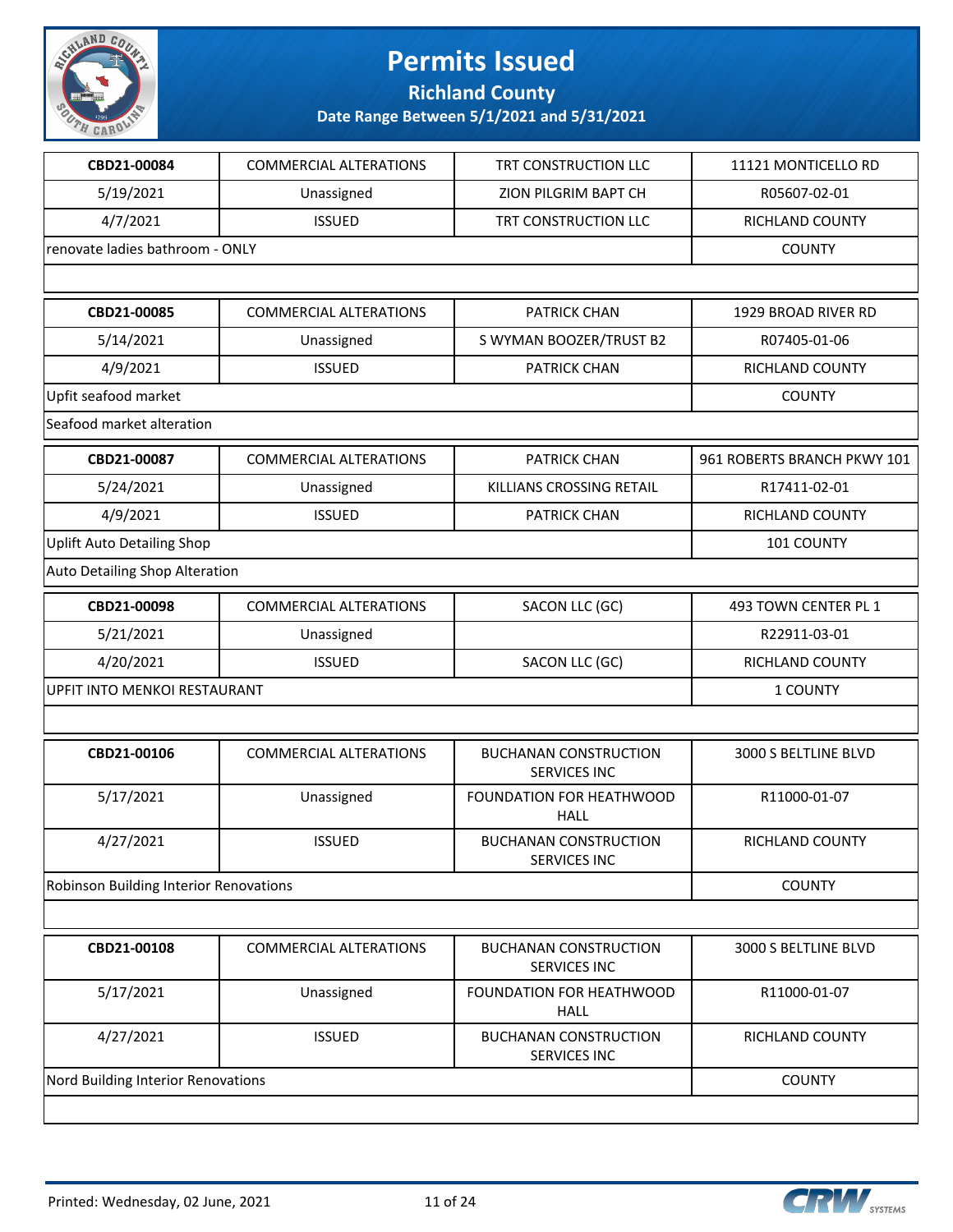# Permits Issued

## Richland County

### Date Range Between 5/1/2021 and 5/31/2021

| | | | |
|---|---|---|---|
| **CBD21-00084** | COMMERCIAL ALTERATIONS | TRT CONSTRUCTION LLC | 11121 MONTICELLO RD |
| 5/19/2021 | Unassigned | ZION PILGRIM BAPT CH | R05607-02-01 |
| 4/7/2021 | ISSUED | TRT CONSTRUCTION LLC | RICHLAND COUNTY |
| renovate ladies bathroom - ONLY | | | COUNTY |

| | | | |
|---|---|---|---|
| **CBD21-00085** | COMMERCIAL ALTERATIONS | PATRICK CHAN | 1929 BROAD RIVER RD |
| 5/14/2021 | Unassigned | S WYMAN BOOZER/TRUST B2 | R07405-01-06 |
| 4/9/2021 | ISSUED | PATRICK CHAN | RICHLAND COUNTY |
| Upfit seafood market | | | COUNTY |
| Seafood market alteration | | | |

| | | | |
|---|---|---|---|
| **CBD21-00087** | COMMERCIAL ALTERATIONS | PATRICK CHAN | 961 ROBERTS BRANCH PKWY 101 |
| 5/24/2021 | Unassigned | KILLIANS CROSSING RETAIL | R17411-02-01 |
| 4/9/2021 | ISSUED | PATRICK CHAN | RICHLAND COUNTY |
| Uplift Auto Detailing Shop | | | 101 COUNTY |
| Auto Detailing Shop Alteration | | | |

| | | | |
|---|---|---|---|
| **CBD21-00098** | COMMERCIAL ALTERATIONS | SACON LLC (GC) | 493 TOWN CENTER PL 1 |
| 5/21/2021 | Unassigned | | R22911-03-01 |
| 4/20/2021 | ISSUED | SACON LLC (GC) | RICHLAND COUNTY |
| UPFIT INTO MENKOI RESTAURANT | | | 1 COUNTY |

| | | | |
|---|---|---|---|
| **CBD21-00106** | COMMERCIAL ALTERATIONS | BUCHANAN CONSTRUCTION SERVICES INC | 3000 S BELTLINE BLVD |
| 5/17/2021 | Unassigned | FOUNDATION FOR HEATHWOOD HALL | R11000-01-07 |
| 4/27/2021 | ISSUED | BUCHANAN CONSTRUCTION SERVICES INC | RICHLAND COUNTY |
| Robinson Building Interior Renovations | | | COUNTY |

| | | | |
|---|---|---|---|
| **CBD21-00108** | COMMERCIAL ALTERATIONS | BUCHANAN CONSTRUCTION SERVICES INC | 3000 S BELTLINE BLVD |
| 5/17/2021 | Unassigned | FOUNDATION FOR HEATHWOOD HALL | R11000-01-07 |
| 4/27/2021 | ISSUED | BUCHANAN CONSTRUCTION SERVICES INC | RICHLAND COUNTY |
| Nord Building Interior Renovations | | | COUNTY |

Printed: Wednesday, 02 June, 2021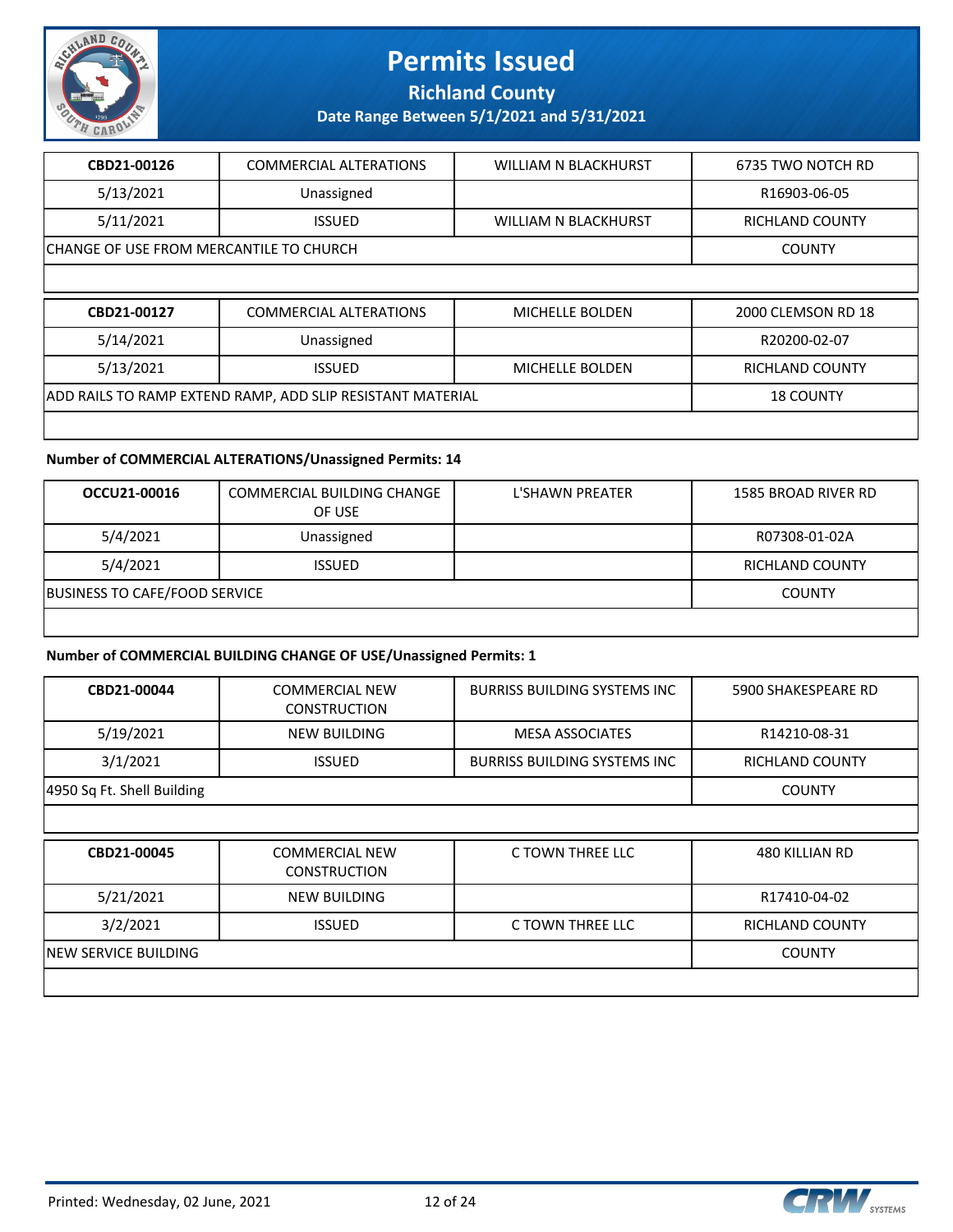# Permits Issued

**Richland County**

**Date Range Between 5/1/2021 and 5/31/2021**

| | | | |
|---|---|---|---|
| **CBD21-00126** | COMMERCIAL ALTERATIONS | WILLIAM N BLACKHURST | 6735 TWO NOTCH RD |
| 5/13/2021 | Unassigned | | R16903-06-05 |
| 5/11/2021 | ISSUED | WILLIAM N BLACKHURST | RICHLAND COUNTY |
| CHANGE OF USE FROM MERCANTILE TO CHURCH | | | COUNTY |

| | | | |
|---|---|---|---|
| **CBD21-00127** | COMMERCIAL ALTERATIONS | MICHELLE BOLDEN | 2000 CLEMSON RD 18 |
| 5/14/2021 | Unassigned | | R20200-02-07 |
| 5/13/2021 | ISSUED | MICHELLE BOLDEN | RICHLAND COUNTY |
| ADD RAILS TO RAMP EXTEND RAMP, ADD SLIP RESISTANT MATERIAL | | | 18 COUNTY |

**Number of COMMERCIAL ALTERATIONS/Unassigned Permits: 14**

| | | | |
|---|---|---|---|
| **OCCU21-00016** | COMMERCIAL BUILDING CHANGE OF USE | L'SHAWN PREATER | 1585 BROAD RIVER RD |
| 5/4/2021 | Unassigned | | R07308-01-02A |
| 5/4/2021 | ISSUED | | RICHLAND COUNTY |
| BUSINESS TO CAFE/FOOD SERVICE | | | COUNTY |

**Number of COMMERCIAL BUILDING CHANGE OF USE/Unassigned Permits: 1**

| | | | |
|---|---|---|---|
| **CBD21-00044** | COMMERCIAL NEW CONSTRUCTION | BURRISS BUILDING SYSTEMS INC | 5900 SHAKESPEARE RD |
| 5/19/2021 | NEW BUILDING | MESA ASSOCIATES | R14210-08-31 |
| 3/1/2021 | ISSUED | BURRISS BUILDING SYSTEMS INC | RICHLAND COUNTY |
| 4950 Sq Ft. Shell Building | | | COUNTY |

| | | | |
|---|---|---|---|
| **CBD21-00045** | COMMERCIAL NEW CONSTRUCTION | C TOWN THREE LLC | 480 KILLIAN RD |
| 5/21/2021 | NEW BUILDING | | R17410-04-02 |
| 3/2/2021 | ISSUED | C TOWN THREE LLC | RICHLAND COUNTY |
| NEW SERVICE BUILDING | | | COUNTY |

Printed: Wednesday, 02 June, 2021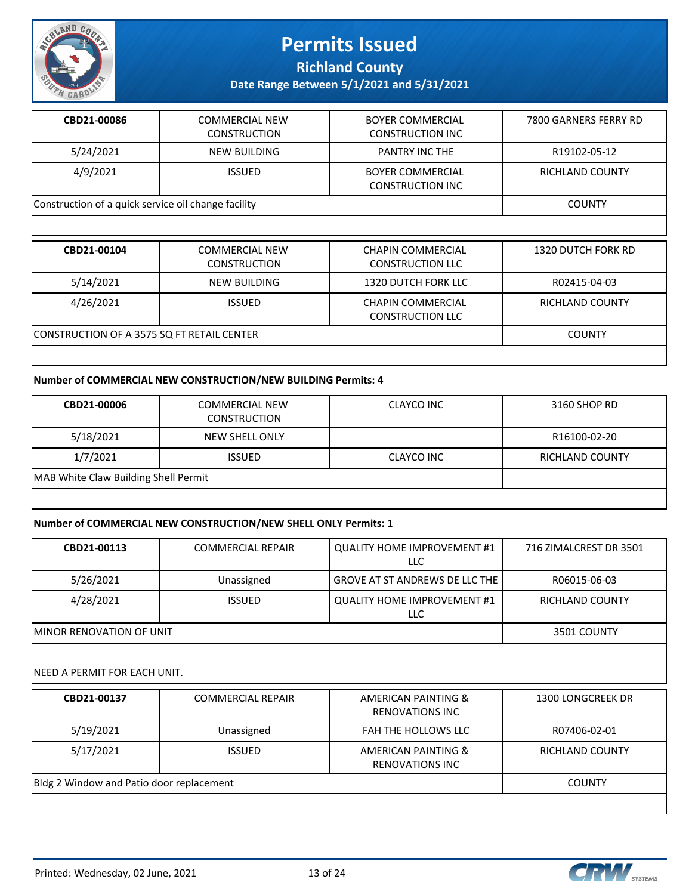# Permits Issued

**Richland County**

**Date Range Between 5/1/2021 and 5/31/2021**

| | | | |
|---|---|---|---|
| **CBD21-00086** | COMMERCIAL NEW CONSTRUCTION | BOYER COMMERCIAL CONSTRUCTION INC | 7800 GARNERS FERRY RD |
| 5/24/2021 | NEW BUILDING | PANTRY INC THE | R19102-05-12 |
| 4/9/2021 | ISSUED | BOYER COMMERCIAL CONSTRUCTION INC | RICHLAND COUNTY |
| Construction of a quick service oil change facility | | | COUNTY |

| | | | |
|---|---|---|---|
| **CBD21-00104** | COMMERCIAL NEW CONSTRUCTION | CHAPIN COMMERCIAL CONSTRUCTION LLC | 1320 DUTCH FORK RD |
| 5/14/2021 | NEW BUILDING | 1320 DUTCH FORK LLC | R02415-04-03 |
| 4/26/2021 | ISSUED | CHAPIN COMMERCIAL CONSTRUCTION LLC | RICHLAND COUNTY |
| CONSTRUCTION OF A 3575 SQ FT RETAIL CENTER | | | COUNTY |

**Number of COMMERCIAL NEW CONSTRUCTION/NEW BUILDING Permits: 4**

| | | | |
|---|---|---|---|
| **CBD21-00006** | COMMERCIAL NEW CONSTRUCTION | CLAYCO INC | 3160 SHOP RD |
| 5/18/2021 | NEW SHELL ONLY | | R16100-02-20 |
| 1/7/2021 | ISSUED | CLAYCO INC | RICHLAND COUNTY |
| MAB White Claw Building Shell Permit | | | |

**Number of COMMERCIAL NEW CONSTRUCTION/NEW SHELL ONLY Permits: 1**

| | | | |
|---|---|---|---|
| **CBD21-00113** | COMMERCIAL REPAIR | QUALITY HOME IMPROVEMENT #1 LLC | 716 ZIMALCREST DR 3501 |
| 5/26/2021 | Unassigned | GROVE AT ST ANDREWS DE LLC THE | R06015-06-03 |
| 4/28/2021 | ISSUED | QUALITY HOME IMPROVEMENT #1 LLC | RICHLAND COUNTY |
| MINOR RENOVATION OF UNIT | | | 3501 COUNTY |
| NEED A PERMIT FOR EACH UNIT. | | | |

| | | | |
|---|---|---|---|
| **CBD21-00137** | COMMERCIAL REPAIR | AMERICAN PAINTING & RENOVATIONS INC | 1300 LONGCREEK DR |
| 5/19/2021 | Unassigned | FAH THE HOLLOWS LLC | R07406-02-01 |
| 5/17/2021 | ISSUED | AMERICAN PAINTING & RENOVATIONS INC | RICHLAND COUNTY |
| Bldg 2 Window and Patio door replacement | | | COUNTY |

Printed: Wednesday, 02 June, 2021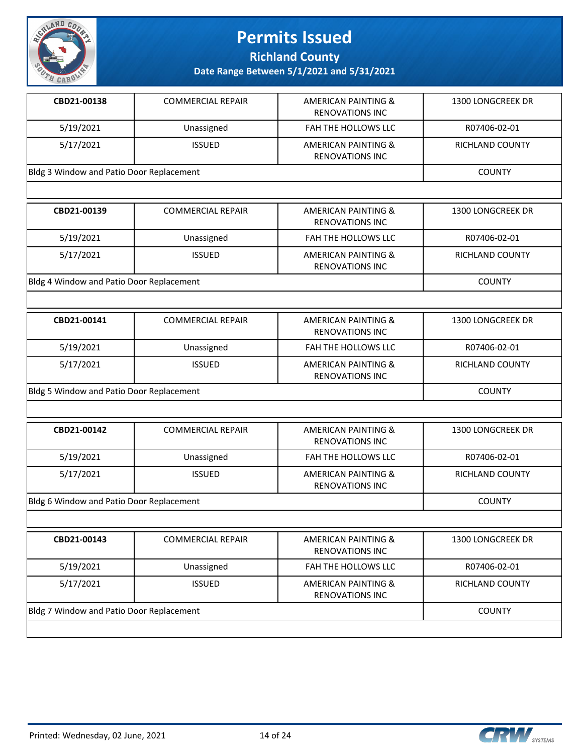# Permits Issued

**Richland County**

**Date Range Between 5/1/2021 and 5/31/2021**

| | | | |
|---|---|---|---|
| **CBD21-00138** | COMMERCIAL REPAIR | AMERICAN PAINTING & RENOVATIONS INC | 1300 LONGCREEK DR |
| 5/19/2021 | Unassigned | FAH THE HOLLOWS LLC | R07406-02-01 |
| 5/17/2021 | ISSUED | AMERICAN PAINTING & RENOVATIONS INC | RICHLAND COUNTY |
| Bldg 3 Window and Patio Door Replacement | | | COUNTY |

| | | | |
|---|---|---|---|
| **CBD21-00139** | COMMERCIAL REPAIR | AMERICAN PAINTING & RENOVATIONS INC | 1300 LONGCREEK DR |
| 5/19/2021 | Unassigned | FAH THE HOLLOWS LLC | R07406-02-01 |
| 5/17/2021 | ISSUED | AMERICAN PAINTING & RENOVATIONS INC | RICHLAND COUNTY |
| Bldg 4 Window and Patio Door Replacement | | | COUNTY |

| | | | |
|---|---|---|---|
| **CBD21-00141** | COMMERCIAL REPAIR | AMERICAN PAINTING & RENOVATIONS INC | 1300 LONGCREEK DR |
| 5/19/2021 | Unassigned | FAH THE HOLLOWS LLC | R07406-02-01 |
| 5/17/2021 | ISSUED | AMERICAN PAINTING & RENOVATIONS INC | RICHLAND COUNTY |
| Bldg 5 Window and Patio Door Replacement | | | COUNTY |

| | | | |
|---|---|---|---|
| **CBD21-00142** | COMMERCIAL REPAIR | AMERICAN PAINTING & RENOVATIONS INC | 1300 LONGCREEK DR |
| 5/19/2021 | Unassigned | FAH THE HOLLOWS LLC | R07406-02-01 |
| 5/17/2021 | ISSUED | AMERICAN PAINTING & RENOVATIONS INC | RICHLAND COUNTY |
| Bldg 6 Window and Patio Door Replacement | | | COUNTY |

| | | | |
|---|---|---|---|
| **CBD21-00143** | COMMERCIAL REPAIR | AMERICAN PAINTING & RENOVATIONS INC | 1300 LONGCREEK DR |
| 5/19/2021 | Unassigned | FAH THE HOLLOWS LLC | R07406-02-01 |
| 5/17/2021 | ISSUED | AMERICAN PAINTING & RENOVATIONS INC | RICHLAND COUNTY |
| Bldg 7 Window and Patio Door Replacement | | | COUNTY |

Printed: Wednesday, 02 June, 2021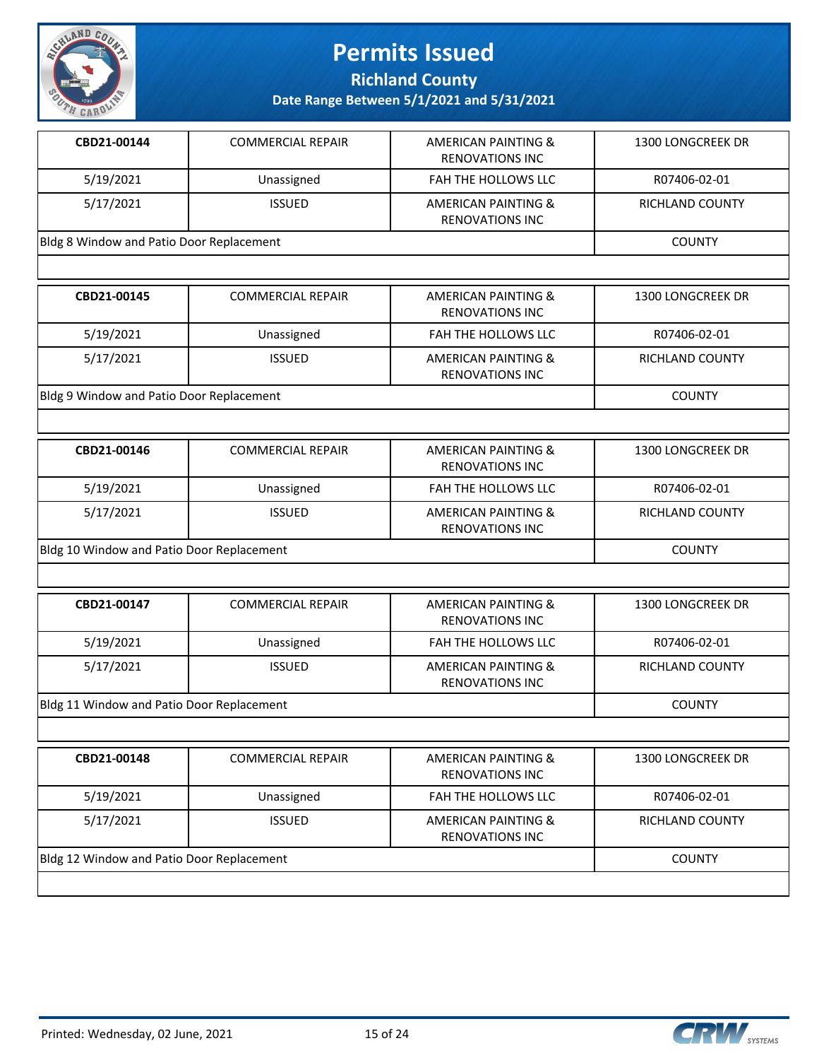# Permits Issued

**Richland County**

**Date Range Between 5/1/2021 and 5/31/2021**

| | | | |
|---|---|---|---|
| **CBD21-00144** | COMMERCIAL REPAIR | AMERICAN PAINTING & RENOVATIONS INC | 1300 LONGCREEK DR |
| 5/19/2021 | Unassigned | FAH THE HOLLOWS LLC | R07406-02-01 |
| 5/17/2021 | ISSUED | AMERICAN PAINTING & RENOVATIONS INC | RICHLAND COUNTY |
| Bldg 8 Window and Patio Door Replacement | | | COUNTY |

| | | | |
|---|---|---|---|
| **CBD21-00145** | COMMERCIAL REPAIR | AMERICAN PAINTING & RENOVATIONS INC | 1300 LONGCREEK DR |
| 5/19/2021 | Unassigned | FAH THE HOLLOWS LLC | R07406-02-01 |
| 5/17/2021 | ISSUED | AMERICAN PAINTING & RENOVATIONS INC | RICHLAND COUNTY |
| Bldg 9 Window and Patio Door Replacement | | | COUNTY |

| | | | |
|---|---|---|---|
| **CBD21-00146** | COMMERCIAL REPAIR | AMERICAN PAINTING & RENOVATIONS INC | 1300 LONGCREEK DR |
| 5/19/2021 | Unassigned | FAH THE HOLLOWS LLC | R07406-02-01 |
| 5/17/2021 | ISSUED | AMERICAN PAINTING & RENOVATIONS INC | RICHLAND COUNTY |
| Bldg 10 Window and Patio Door Replacement | | | COUNTY |

| | | | |
|---|---|---|---|
| **CBD21-00147** | COMMERCIAL REPAIR | AMERICAN PAINTING & RENOVATIONS INC | 1300 LONGCREEK DR |
| 5/19/2021 | Unassigned | FAH THE HOLLOWS LLC | R07406-02-01 |
| 5/17/2021 | ISSUED | AMERICAN PAINTING & RENOVATIONS INC | RICHLAND COUNTY |
| Bldg 11 Window and Patio Door Replacement | | | COUNTY |

| | | | |
|---|---|---|---|
| **CBD21-00148** | COMMERCIAL REPAIR | AMERICAN PAINTING & RENOVATIONS INC | 1300 LONGCREEK DR |
| 5/19/2021 | Unassigned | FAH THE HOLLOWS LLC | R07406-02-01 |
| 5/17/2021 | ISSUED | AMERICAN PAINTING & RENOVATIONS INC | RICHLAND COUNTY |
| Bldg 12 Window and Patio Door Replacement | | | COUNTY |

Printed: Wednesday, 02 June, 2021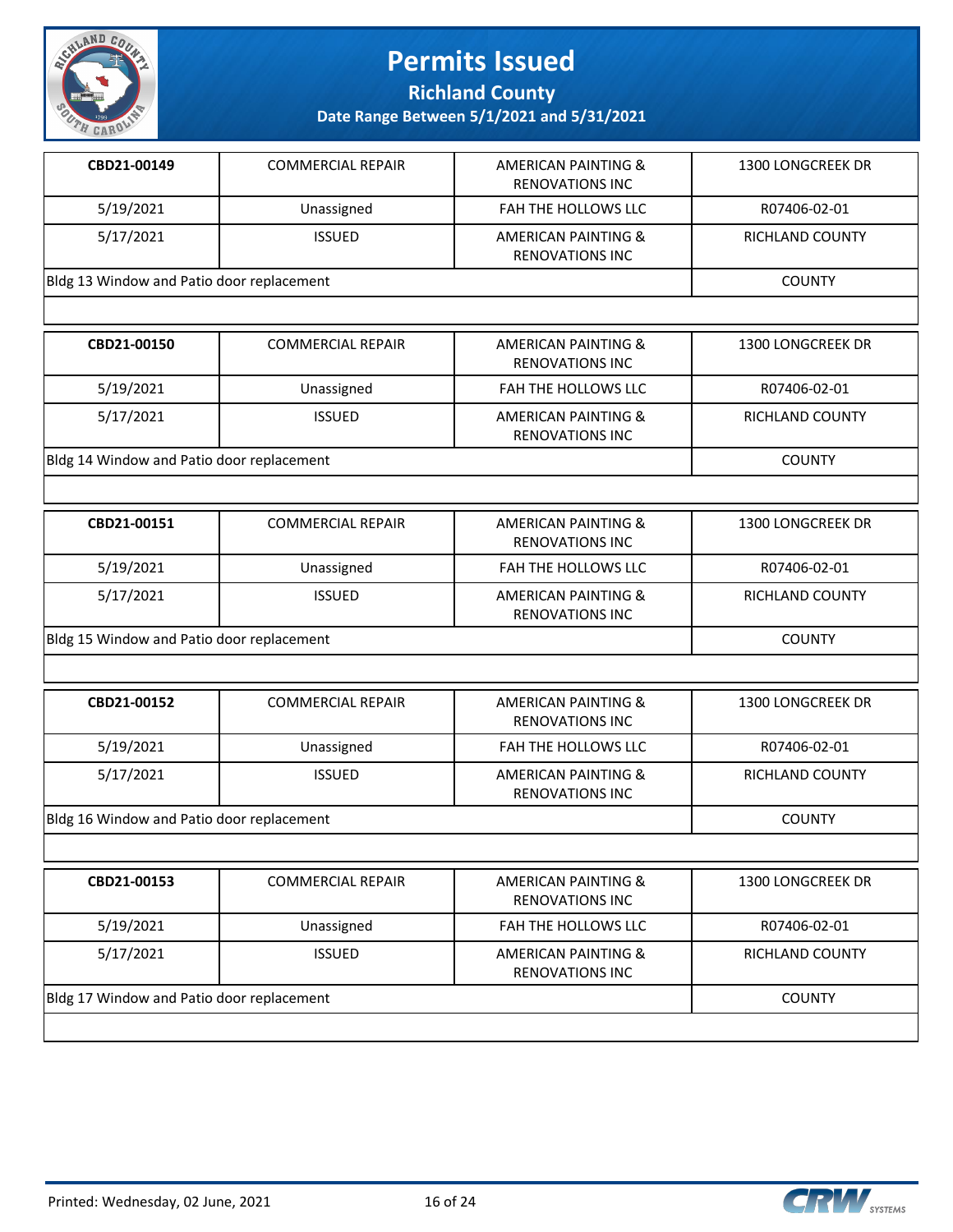# Permits Issued

## Richland County

### Date Range Between 5/1/2021 and 5/31/2021

| | | | |
|---|---|---|---|
| **CBD21-00149** | COMMERCIAL REPAIR | AMERICAN PAINTING & RENOVATIONS INC | 1300 LONGCREEK DR |
| 5/19/2021 | Unassigned | FAH THE HOLLOWS LLC | R07406-02-01 |
| 5/17/2021 | ISSUED | AMERICAN PAINTING & RENOVATIONS INC | RICHLAND COUNTY |
| Bldg 13 Window and Patio door replacement | | | COUNTY |

| | | | |
|---|---|---|---|
| **CBD21-00150** | COMMERCIAL REPAIR | AMERICAN PAINTING & RENOVATIONS INC | 1300 LONGCREEK DR |
| 5/19/2021 | Unassigned | FAH THE HOLLOWS LLC | R07406-02-01 |
| 5/17/2021 | ISSUED | AMERICAN PAINTING & RENOVATIONS INC | RICHLAND COUNTY |
| Bldg 14 Window and Patio door replacement | | | COUNTY |

| | | | |
|---|---|---|---|
| **CBD21-00151** | COMMERCIAL REPAIR | AMERICAN PAINTING & RENOVATIONS INC | 1300 LONGCREEK DR |
| 5/19/2021 | Unassigned | FAH THE HOLLOWS LLC | R07406-02-01 |
| 5/17/2021 | ISSUED | AMERICAN PAINTING & RENOVATIONS INC | RICHLAND COUNTY |
| Bldg 15 Window and Patio door replacement | | | COUNTY |

| | | | |
|---|---|---|---|
| **CBD21-00152** | COMMERCIAL REPAIR | AMERICAN PAINTING & RENOVATIONS INC | 1300 LONGCREEK DR |
| 5/19/2021 | Unassigned | FAH THE HOLLOWS LLC | R07406-02-01 |
| 5/17/2021 | ISSUED | AMERICAN PAINTING & RENOVATIONS INC | RICHLAND COUNTY |
| Bldg 16 Window and Patio door replacement | | | COUNTY |

| | | | |
|---|---|---|---|
| **CBD21-00153** | COMMERCIAL REPAIR | AMERICAN PAINTING & RENOVATIONS INC | 1300 LONGCREEK DR |
| 5/19/2021 | Unassigned | FAH THE HOLLOWS LLC | R07406-02-01 |
| 5/17/2021 | ISSUED | AMERICAN PAINTING & RENOVATIONS INC | RICHLAND COUNTY |
| Bldg 17 Window and Patio door replacement | | | COUNTY |

Printed: Wednesday, 02 June, 2021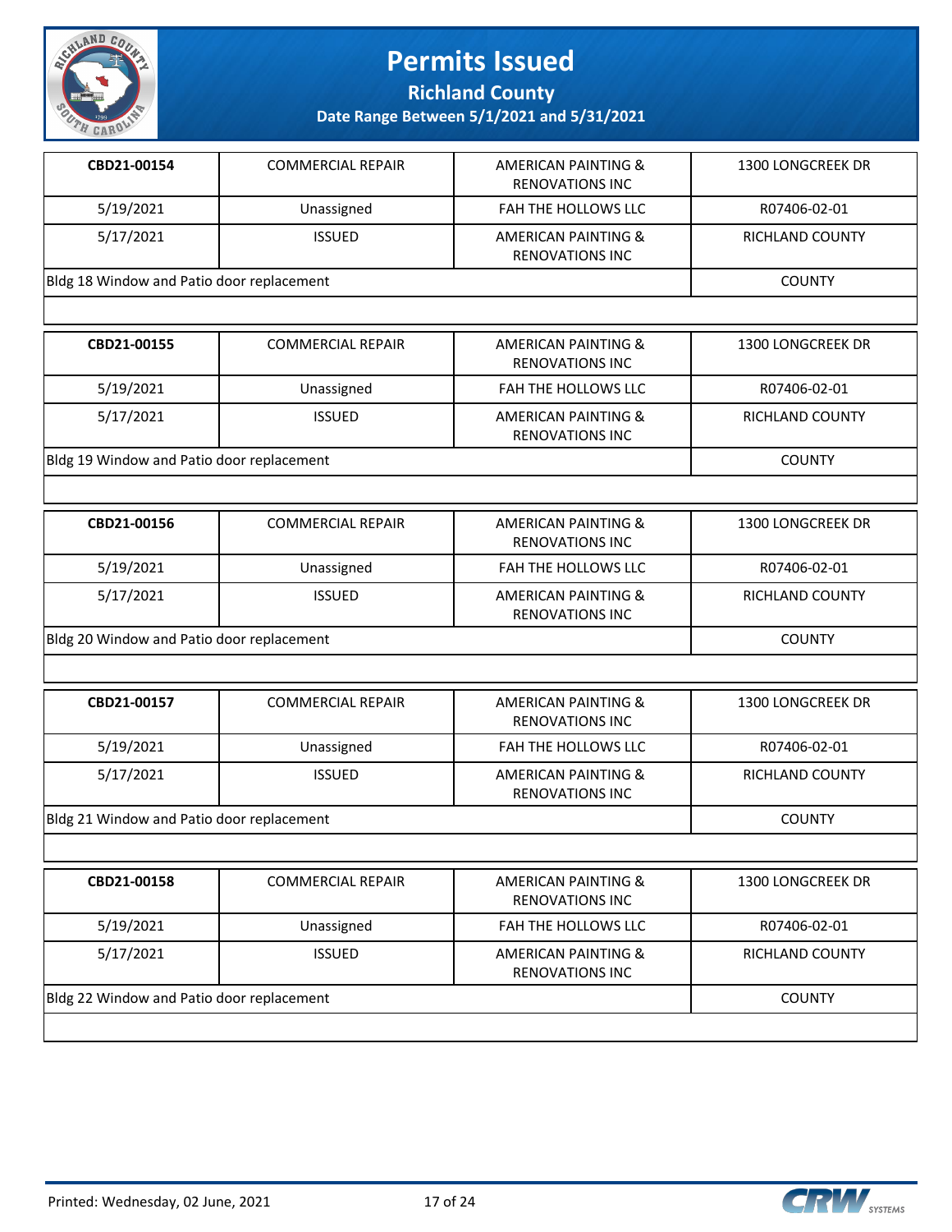# Permits Issued

**Richland County**

**Date Range Between 5/1/2021 and 5/31/2021**

| | | | |
|---|---|---|---|
| **CBD21-00154** | COMMERCIAL REPAIR | AMERICAN PAINTING & RENOVATIONS INC | 1300 LONGCREEK DR |
| 5/19/2021 | Unassigned | FAH THE HOLLOWS LLC | R07406-02-01 |
| 5/17/2021 | ISSUED | AMERICAN PAINTING & RENOVATIONS INC | RICHLAND COUNTY |
| Bldg 18 Window and Patio door replacement | | | COUNTY |

| | | | |
|---|---|---|---|
| **CBD21-00155** | COMMERCIAL REPAIR | AMERICAN PAINTING & RENOVATIONS INC | 1300 LONGCREEK DR |
| 5/19/2021 | Unassigned | FAH THE HOLLOWS LLC | R07406-02-01 |
| 5/17/2021 | ISSUED | AMERICAN PAINTING & RENOVATIONS INC | RICHLAND COUNTY |
| Bldg 19 Window and Patio door replacement | | | COUNTY |

| | | | |
|---|---|---|---|
| **CBD21-00156** | COMMERCIAL REPAIR | AMERICAN PAINTING & RENOVATIONS INC | 1300 LONGCREEK DR |
| 5/19/2021 | Unassigned | FAH THE HOLLOWS LLC | R07406-02-01 |
| 5/17/2021 | ISSUED | AMERICAN PAINTING & RENOVATIONS INC | RICHLAND COUNTY |
| Bldg 20 Window and Patio door replacement | | | COUNTY |

| | | | |
|---|---|---|---|
| **CBD21-00157** | COMMERCIAL REPAIR | AMERICAN PAINTING & RENOVATIONS INC | 1300 LONGCREEK DR |
| 5/19/2021 | Unassigned | FAH THE HOLLOWS LLC | R07406-02-01 |
| 5/17/2021 | ISSUED | AMERICAN PAINTING & RENOVATIONS INC | RICHLAND COUNTY |
| Bldg 21 Window and Patio door replacement | | | COUNTY |

| | | | |
|---|---|---|---|
| **CBD21-00158** | COMMERCIAL REPAIR | AMERICAN PAINTING & RENOVATIONS INC | 1300 LONGCREEK DR |
| 5/19/2021 | Unassigned | FAH THE HOLLOWS LLC | R07406-02-01 |
| 5/17/2021 | ISSUED | AMERICAN PAINTING & RENOVATIONS INC | RICHLAND COUNTY |
| Bldg 22 Window and Patio door replacement | | | COUNTY |

Printed: Wednesday, 02 June, 2021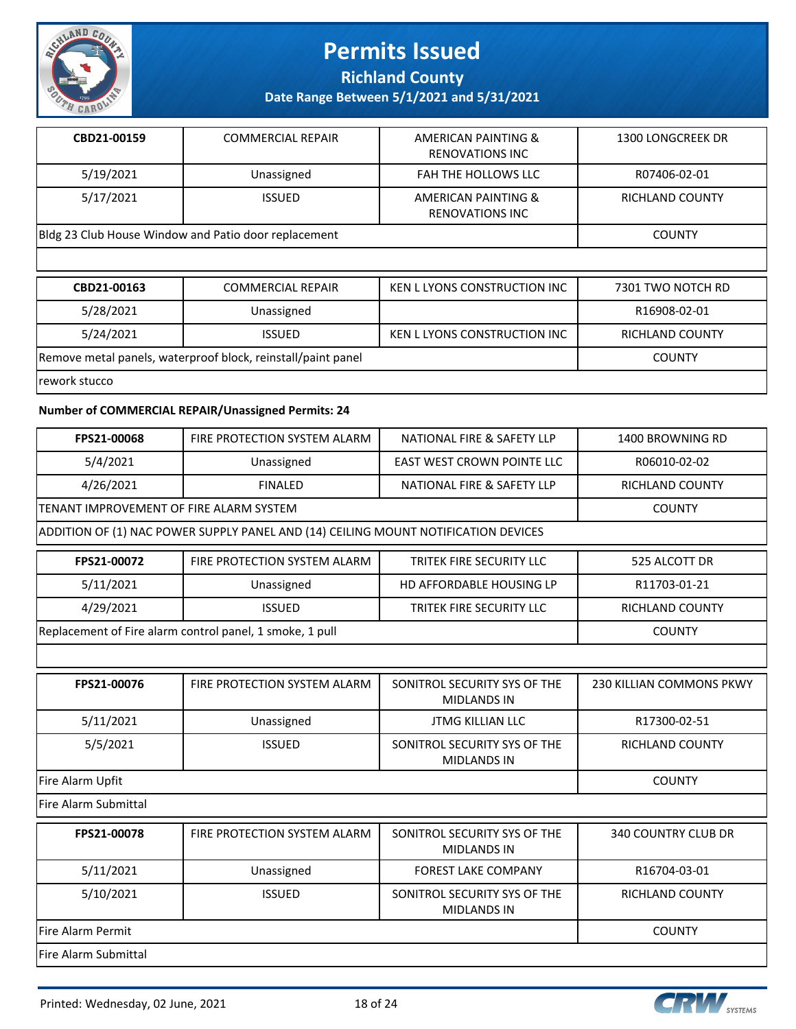# Permits Issued

**Richland County**

**Date Range Between 5/1/2021 and 5/31/2021**

| | | | |
|---|---|---|---|
| **CBD21-00159** | COMMERCIAL REPAIR | AMERICAN PAINTING & RENOVATIONS INC | 1300 LONGCREEK DR |
| 5/19/2021 | Unassigned | FAH THE HOLLOWS LLC | R07406-02-01 |
| 5/17/2021 | ISSUED | AMERICAN PAINTING & RENOVATIONS INC | RICHLAND COUNTY |
| Bldg 23 Club House Window and Patio door replacement | | | COUNTY |

| | | | |
|---|---|---|---|
| **CBD21-00163** | COMMERCIAL REPAIR | KEN L LYONS CONSTRUCTION INC | 7301 TWO NOTCH RD |
| 5/28/2021 | Unassigned | | R16908-02-01 |
| 5/24/2021 | ISSUED | KEN L LYONS CONSTRUCTION INC | RICHLAND COUNTY |
| Remove metal panels, waterproof block, reinstall/paint panel | | | COUNTY |
| rework stucco | | | |

**Number of COMMERCIAL REPAIR/Unassigned Permits: 24**

| | | | |
|---|---|---|---|
| **FPS21-00068** | FIRE PROTECTION SYSTEM ALARM | NATIONAL FIRE & SAFETY LLP | 1400 BROWNING RD |
| 5/4/2021 | Unassigned | EAST WEST CROWN POINTE LLC | R06010-02-02 |
| 4/26/2021 | FINALED | NATIONAL FIRE & SAFETY LLP | RICHLAND COUNTY |
| TENANT IMPROVEMENT OF FIRE ALARM SYSTEM | | | COUNTY |
| ADDITION OF (1) NAC POWER SUPPLY PANEL AND (14) CEILING MOUNT NOTIFICATION DEVICES | | | |

| | | | |
|---|---|---|---|
| **FPS21-00072** | FIRE PROTECTION SYSTEM ALARM | TRITEK FIRE SECURITY LLC | 525 ALCOTT DR |
| 5/11/2021 | Unassigned | HD AFFORDABLE HOUSING LP | R11703-01-21 |
| 4/29/2021 | ISSUED | TRITEK FIRE SECURITY LLC | RICHLAND COUNTY |
| Replacement of Fire alarm control panel, 1 smoke, 1 pull | | | COUNTY |

| | | | |
|---|---|---|---|
| **FPS21-00076** | FIRE PROTECTION SYSTEM ALARM | SONITROL SECURITY SYS OF THE MIDLANDS IN | 230 KILLIAN COMMONS PKWY |
| 5/11/2021 | Unassigned | JTMG KILLIAN LLC | R17300-02-51 |
| 5/5/2021 | ISSUED | SONITROL SECURITY SYS OF THE MIDLANDS IN | RICHLAND COUNTY |
| Fire Alarm Upfit | | | COUNTY |
| Fire Alarm Submittal | | | |

| | | | |
|---|---|---|---|
| **FPS21-00078** | FIRE PROTECTION SYSTEM ALARM | SONITROL SECURITY SYS OF THE MIDLANDS IN | 340 COUNTRY CLUB DR |
| 5/11/2021 | Unassigned | FOREST LAKE COMPANY | R16704-03-01 |
| 5/10/2021 | ISSUED | SONITROL SECURITY SYS OF THE MIDLANDS IN | RICHLAND COUNTY |
| Fire Alarm Permit | | | COUNTY |
| Fire Alarm Submittal | | | |

Printed: Wednesday, 02 June, 2021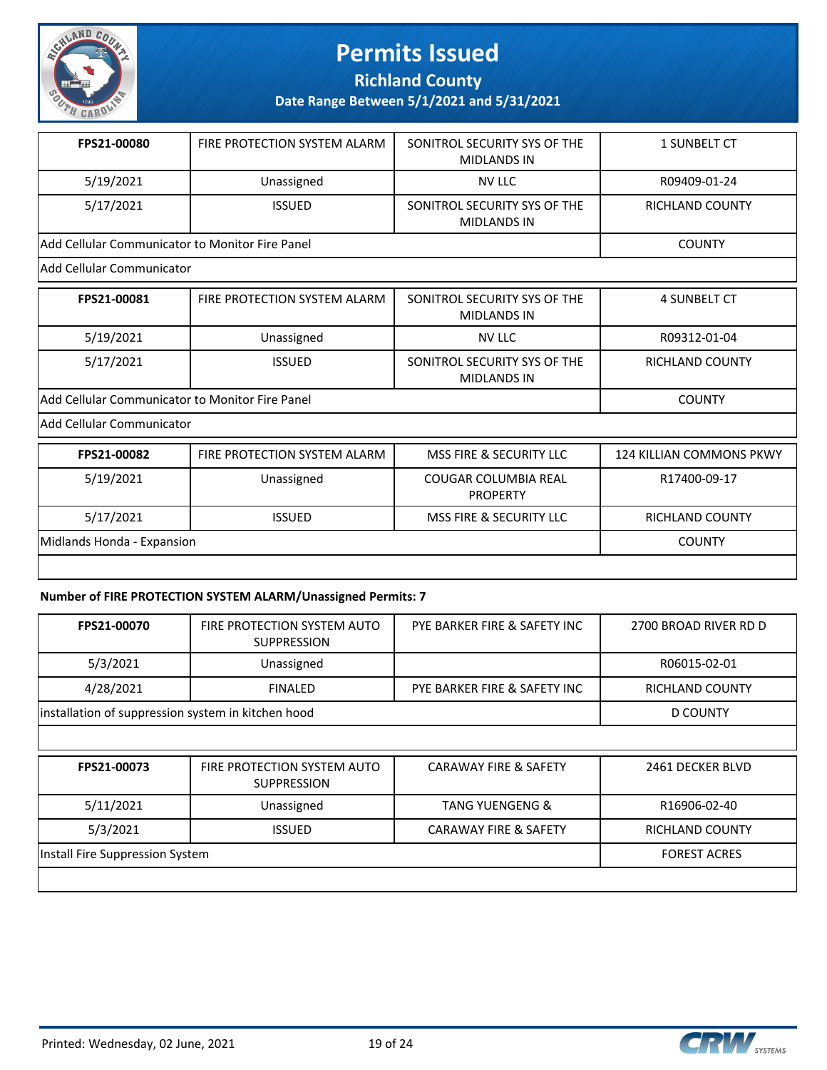| | | | |
|---|---|---|---|
| **FPS21-00080** | FIRE PROTECTION SYSTEM ALARM | SONITROL SECURITY SYS OF THE MIDLANDS IN | 1 SUNBELT CT |
| 5/19/2021 | Unassigned | NV LLC | R09409-01-24 |
| 5/17/2021 | ISSUED | SONITROL SECURITY SYS OF THE MIDLANDS IN | RICHLAND COUNTY |
| Add Cellular Communicator to Monitor Fire Panel | | | COUNTY |
| Add Cellular Communicator | | | |

| | | | |
|---|---|---|---|
| **FPS21-00081** | FIRE PROTECTION SYSTEM ALARM | SONITROL SECURITY SYS OF THE MIDLANDS IN | 4 SUNBELT CT |
| 5/19/2021 | Unassigned | NV LLC | R09312-01-04 |
| 5/17/2021 | ISSUED | SONITROL SECURITY SYS OF THE MIDLANDS IN | RICHLAND COUNTY |
| Add Cellular Communicator to Monitor Fire Panel | | | COUNTY |
| Add Cellular Communicator | | | |

| | | | |
|---|---|---|---|
| **FPS21-00082** | FIRE PROTECTION SYSTEM ALARM | MSS FIRE & SECURITY LLC | 124 KILLIAN COMMONS PKWY |
| 5/19/2021 | Unassigned | COUGAR COLUMBIA REAL PROPERTY | R17400-09-17 |
| 5/17/2021 | ISSUED | MSS FIRE & SECURITY LLC | RICHLAND COUNTY |
| Midlands Honda - Expansion | | | COUNTY |

**Number of FIRE PROTECTION SYSTEM ALARM/Unassigned Permits: 7**

| | | | |
|---|---|---|---|
| **FPS21-00070** | FIRE PROTECTION SYSTEM AUTO SUPPRESSION | PYE BARKER FIRE & SAFETY INC | 2700 BROAD RIVER RD D |
| 5/3/2021 | Unassigned | | R06015-02-01 |
| 4/28/2021 | FINALED | PYE BARKER FIRE & SAFETY INC | RICHLAND COUNTY |
| installation of suppression system in kitchen hood | | | D COUNTY |

| | | | |
|---|---|---|---|
| **FPS21-00073** | FIRE PROTECTION SYSTEM AUTO SUPPRESSION | CARAWAY FIRE & SAFETY | 2461 DECKER BLVD |
| 5/11/2021 | Unassigned | TANG YUENGENG & | R16906-02-40 |
| 5/3/2021 | ISSUED | CARAWAY FIRE & SAFETY | RICHLAND COUNTY |
| Install Fire Suppression System | | | FOREST ACRES |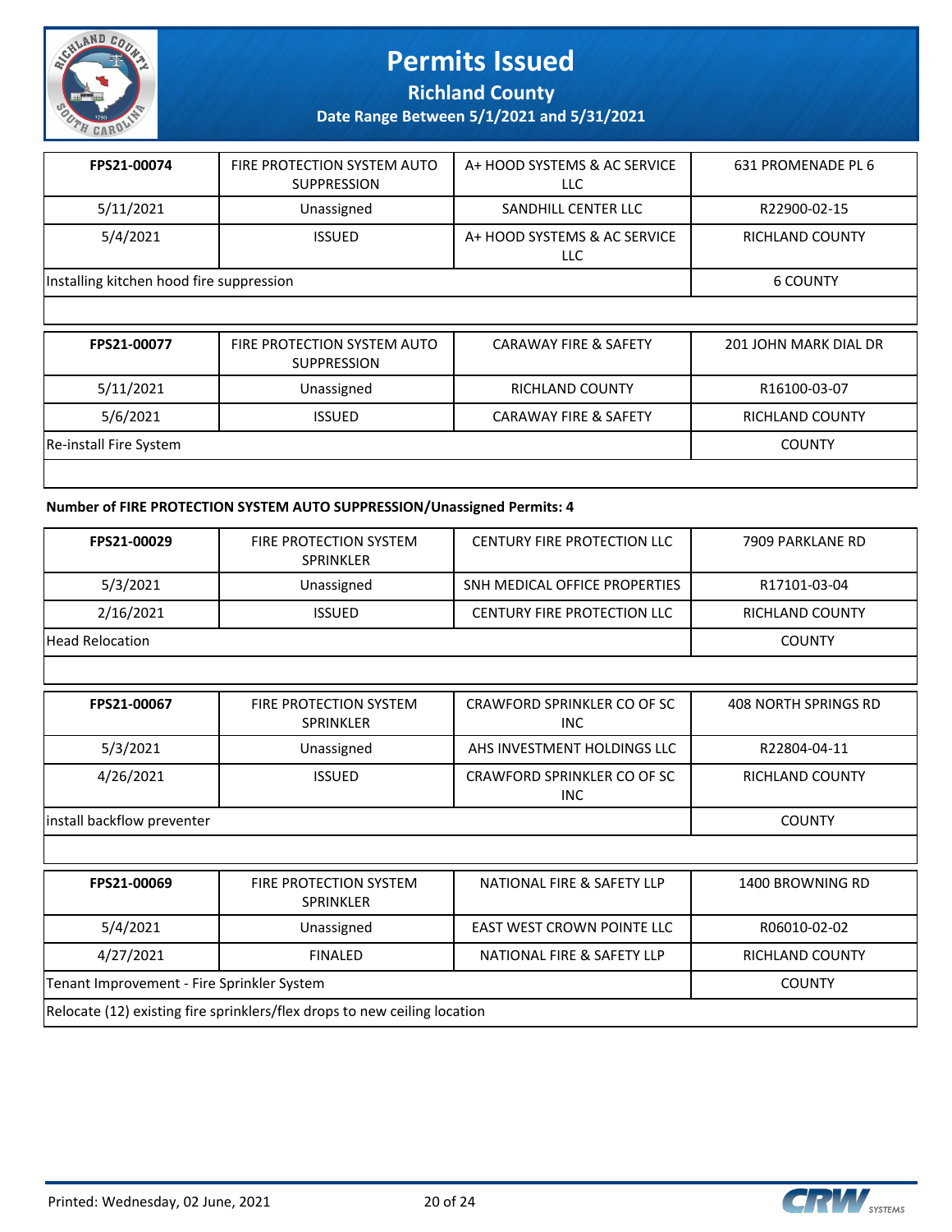# Permits Issued

**Richland County**

**Date Range Between 5/1/2021 and 5/31/2021**

| | | | |
|---|---|---|---|
| **FPS21-00074** | FIRE PROTECTION SYSTEM AUTO SUPPRESSION | A+ HOOD SYSTEMS & AC SERVICE LLC | 631 PROMENADE PL 6 |
| 5/11/2021 | Unassigned | SANDHILL CENTER LLC | R22900-02-15 |
| 5/4/2021 | ISSUED | A+ HOOD SYSTEMS & AC SERVICE LLC | RICHLAND COUNTY |
| Installing kitchen hood fire suppression | | | 6 COUNTY |

| | | | |
|---|---|---|---|
| **FPS21-00077** | FIRE PROTECTION SYSTEM AUTO SUPPRESSION | CARAWAY FIRE & SAFETY | 201 JOHN MARK DIAL DR |
| 5/11/2021 | Unassigned | RICHLAND COUNTY | R16100-03-07 |
| 5/6/2021 | ISSUED | CARAWAY FIRE & SAFETY | RICHLAND COUNTY |
| Re-install Fire System | | | COUNTY |

**Number of FIRE PROTECTION SYSTEM AUTO SUPPRESSION/Unassigned Permits: 4**

| | | | |
|---|---|---|---|
| **FPS21-00029** | FIRE PROTECTION SYSTEM SPRINKLER | CENTURY FIRE PROTECTION LLC | 7909 PARKLANE RD |
| 5/3/2021 | Unassigned | SNH MEDICAL OFFICE PROPERTIES | R17101-03-04 |
| 2/16/2021 | ISSUED | CENTURY FIRE PROTECTION LLC | RICHLAND COUNTY |
| Head Relocation | | | COUNTY |

| | | | |
|---|---|---|---|
| **FPS21-00067** | FIRE PROTECTION SYSTEM SPRINKLER | CRAWFORD SPRINKLER CO OF SC INC | 408 NORTH SPRINGS RD |
| 5/3/2021 | Unassigned | AHS INVESTMENT HOLDINGS LLC | R22804-04-11 |
| 4/26/2021 | ISSUED | CRAWFORD SPRINKLER CO OF SC INC | RICHLAND COUNTY |
| install backflow preventer | | | COUNTY |

| | | | |
|---|---|---|---|
| **FPS21-00069** | FIRE PROTECTION SYSTEM SPRINKLER | NATIONAL FIRE & SAFETY LLP | 1400 BROWNING RD |
| 5/4/2021 | Unassigned | EAST WEST CROWN POINTE LLC | R06010-02-02 |
| 4/27/2021 | FINALED | NATIONAL FIRE & SAFETY LLP | RICHLAND COUNTY |
| Tenant Improvement - Fire Sprinkler System | | | COUNTY |
| Relocate (12) existing fire sprinklers/flex drops to new ceiling location | | | |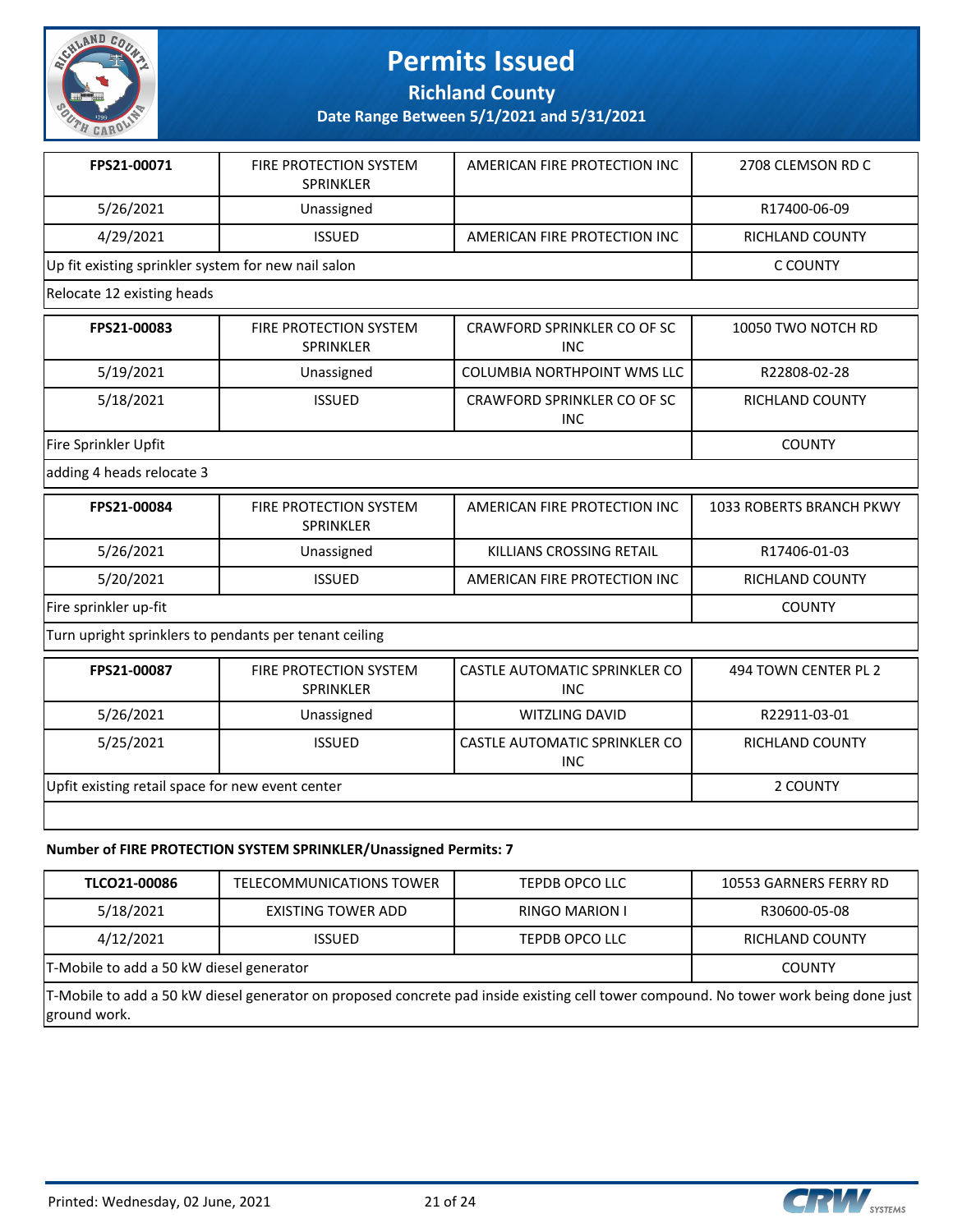# Permits Issued

## Richland County

### Date Range Between 5/1/2021 and 5/31/2021

| | | | |
|---|---|---|---|
| **FPS21-00071** | FIRE PROTECTION SYSTEM SPRINKLER | AMERICAN FIRE PROTECTION INC | 2708 CLEMSON RD C |
| 5/26/2021 | Unassigned | | R17400-06-09 |
| 4/29/2021 | ISSUED | AMERICAN FIRE PROTECTION INC | RICHLAND COUNTY |
| Up fit existing sprinkler system for new nail salon | | | C COUNTY |
| Relocate 12 existing heads | | | |

| | | | |
|---|---|---|---|
| **FPS21-00083** | FIRE PROTECTION SYSTEM SPRINKLER | CRAWFORD SPRINKLER CO OF SC INC | 10050 TWO NOTCH RD |
| 5/19/2021 | Unassigned | COLUMBIA NORTHPOINT WMS LLC | R22808-02-28 |
| 5/18/2021 | ISSUED | CRAWFORD SPRINKLER CO OF SC INC | RICHLAND COUNTY |
| Fire Sprinkler Upfit | | | COUNTY |
| adding 4 heads relocate 3 | | | |

| | | | |
|---|---|---|---|
| **FPS21-00084** | FIRE PROTECTION SYSTEM SPRINKLER | AMERICAN FIRE PROTECTION INC | 1033 ROBERTS BRANCH PKWY |
| 5/26/2021 | Unassigned | KILLIANS CROSSING RETAIL | R17406-01-03 |
| 5/20/2021 | ISSUED | AMERICAN FIRE PROTECTION INC | RICHLAND COUNTY |
| Fire sprinkler up-fit | | | COUNTY |
| Turn upright sprinklers to pendants per tenant ceiling | | | |

| | | | |
|---|---|---|---|
| **FPS21-00087** | FIRE PROTECTION SYSTEM SPRINKLER | CASTLE AUTOMATIC SPRINKLER CO INC | 494 TOWN CENTER PL 2 |
| 5/26/2021 | Unassigned | WITZLING DAVID | R22911-03-01 |
| 5/25/2021 | ISSUED | CASTLE AUTOMATIC SPRINKLER CO INC | RICHLAND COUNTY |
| Upfit existing retail space for new event center | | | 2 COUNTY |
| | | | |

**Number of FIRE PROTECTION SYSTEM SPRINKLER/Unassigned Permits: 7**

| | | | |
|---|---|---|---|
| **TLCO21-00086** | TELECOMMUNICATIONS TOWER | TEPDB OPCO LLC | 10553 GARNERS FERRY RD |
| 5/18/2021 | EXISTING TOWER ADD | RINGO MARION I | R30600-05-08 |
| 4/12/2021 | ISSUED | TEPDB OPCO LLC | RICHLAND COUNTY |
| T-Mobile to add a 50 kW diesel generator | | | COUNTY |
| T-Mobile to add a 50 kW diesel generator on proposed concrete pad inside existing cell tower compound. No tower work being done just ground work. | | | |

Printed: Wednesday, 02 June, 2021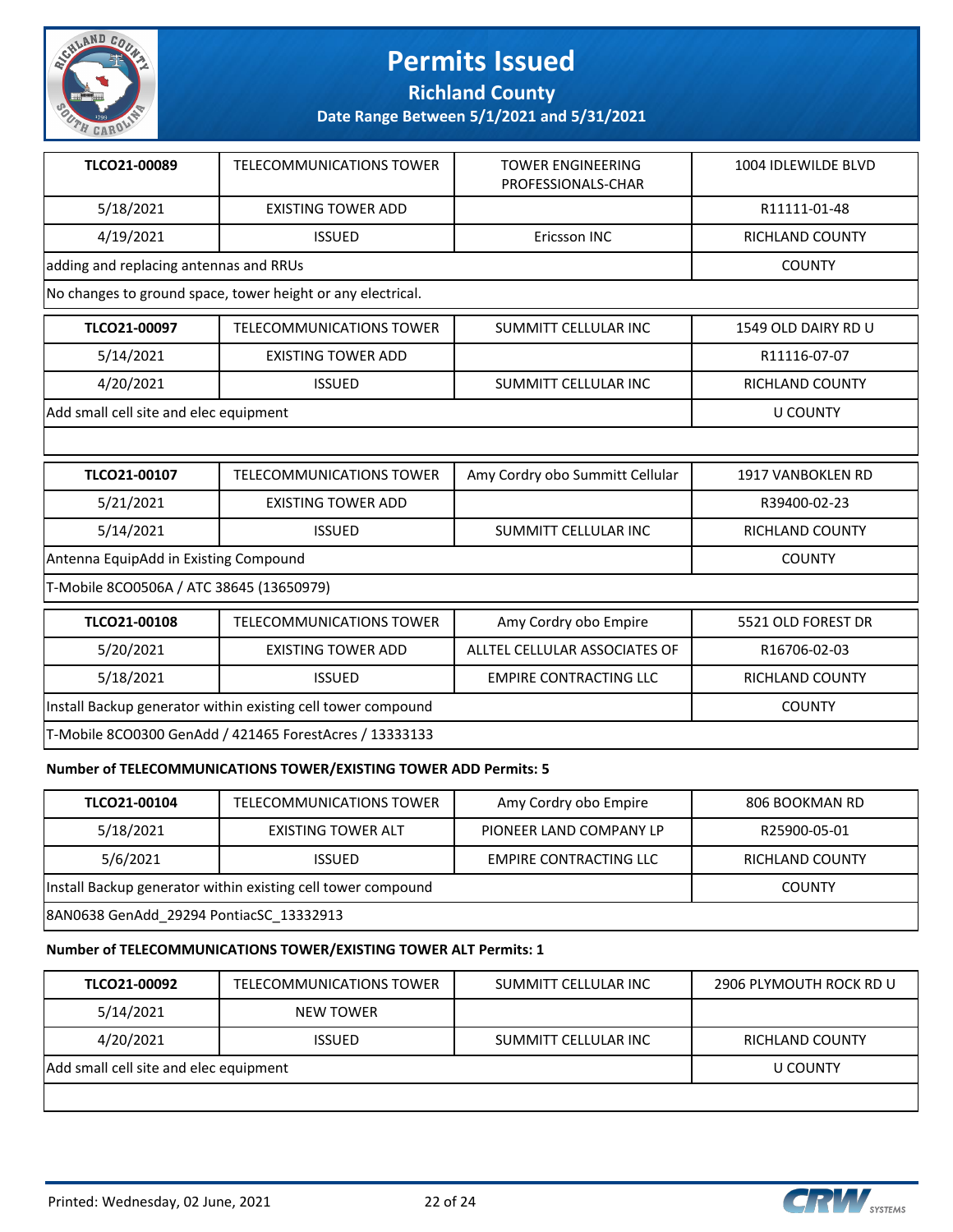# Permits Issued

**Richland County**

**Date Range Between 5/1/2021 and 5/31/2021**

| | | | |
|---|---|---|---|
| **TLCO21-00089** | TELECOMMUNICATIONS TOWER | TOWER ENGINEERING PROFESSIONALS-CHAR | 1004 IDLEWILDE BLVD |
| 5/18/2021 | EXISTING TOWER ADD | | R11111-01-48 |
| 4/19/2021 | ISSUED | Ericsson INC | RICHLAND COUNTY |
| adding and replacing antennas and RRUs | | | COUNTY |
| No changes to ground space, tower height or any electrical. | | | |

| | | | |
|---|---|---|---|
| **TLCO21-00097** | TELECOMMUNICATIONS TOWER | SUMMITT CELLULAR INC | 1549 OLD DAIRY RD U |
| 5/14/2021 | EXISTING TOWER ADD | | R11116-07-07 |
| 4/20/2021 | ISSUED | SUMMITT CELLULAR INC | RICHLAND COUNTY |
| Add small cell site and elec equipment | | | U COUNTY |

| | | | |
|---|---|---|---|
| **TLCO21-00107** | TELECOMMUNICATIONS TOWER | Amy Cordry obo Summitt Cellular | 1917 VANBOKLEN RD |
| 5/21/2021 | EXISTING TOWER ADD | | R39400-02-23 |
| 5/14/2021 | ISSUED | SUMMITT CELLULAR INC | RICHLAND COUNTY |
| Antenna EquipAdd in Existing Compound | | | COUNTY |
| T-Mobile 8CO0506A / ATC 38645 (13650979) | | | |

| | | | |
|---|---|---|---|
| **TLCO21-00108** | TELECOMMUNICATIONS TOWER | Amy Cordry obo Empire | 5521 OLD FOREST DR |
| 5/20/2021 | EXISTING TOWER ADD | ALLTEL CELLULAR ASSOCIATES OF | R16706-02-03 |
| 5/18/2021 | ISSUED | EMPIRE CONTRACTING LLC | RICHLAND COUNTY |
| Install Backup generator within existing cell tower compound | | | COUNTY |
| T-Mobile 8CO0300 GenAdd / 421465 ForestAcres / 13333133 | | | |

**Number of TELECOMMUNICATIONS TOWER/EXISTING TOWER ADD Permits: 5**

| | | | |
|---|---|---|---|
| **TLCO21-00104** | TELECOMMUNICATIONS TOWER | Amy Cordry obo Empire | 806 BOOKMAN RD |
| 5/18/2021 | EXISTING TOWER ALT | PIONEER LAND COMPANY LP | R25900-05-01 |
| 5/6/2021 | ISSUED | EMPIRE CONTRACTING LLC | RICHLAND COUNTY |
| Install Backup generator within existing cell tower compound | | | COUNTY |
| 8AN0638 GenAdd_29294 PontiacSC_13332913 | | | |

**Number of TELECOMMUNICATIONS TOWER/EXISTING TOWER ALT Permits: 1**

| | | | |
|---|---|---|---|
| **TLCO21-00092** | TELECOMMUNICATIONS TOWER | SUMMITT CELLULAR INC | 2906 PLYMOUTH ROCK RD U |
| 5/14/2021 | NEW TOWER | | |
| 4/20/2021 | ISSUED | SUMMITT CELLULAR INC | RICHLAND COUNTY |
| Add small cell site and elec equipment | | | U COUNTY |

Printed: Wednesday, 02 June, 2021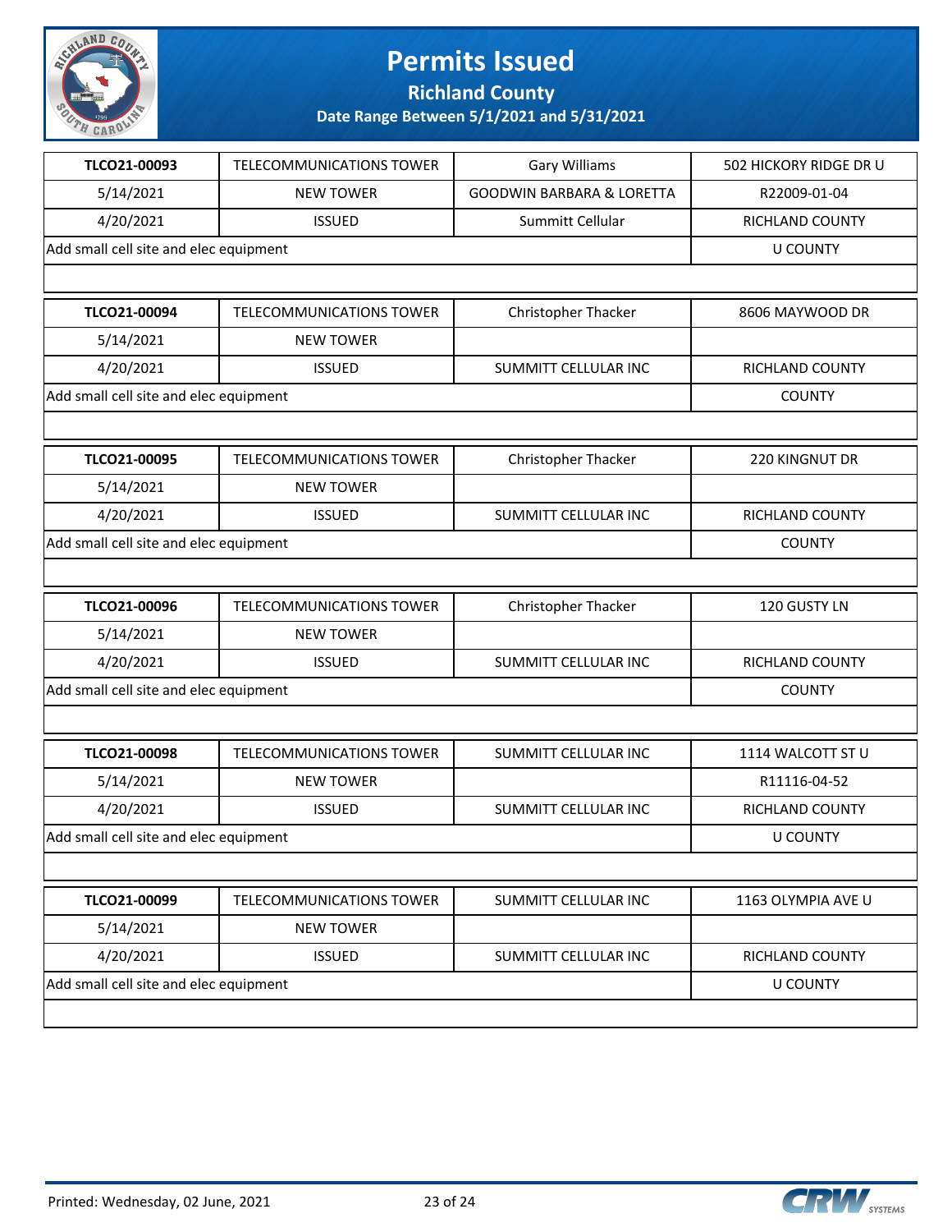# Permits Issued

## Richland County

### Date Range Between 5/1/2021 and 5/31/2021

| | | | |
|---|---|---|---|
| **TLCO21-00093** | TELECOMMUNICATIONS TOWER | Gary Williams | 502 HICKORY RIDGE DR U |
| 5/14/2021 | NEW TOWER | GOODWIN BARBARA & LORETTA | R22009-01-04 |
| 4/20/2021 | ISSUED | Summitt Cellular | RICHLAND COUNTY |
| Add small cell site and elec equipment | | | U COUNTY |

| | | | |
|---|---|---|---|
| **TLCO21-00094** | TELECOMMUNICATIONS TOWER | Christopher Thacker | 8606 MAYWOOD DR |
| 5/14/2021 | NEW TOWER | | |
| 4/20/2021 | ISSUED | SUMMITT CELLULAR INC | RICHLAND COUNTY |
| Add small cell site and elec equipment | | | COUNTY |

| | | | |
|---|---|---|---|
| **TLCO21-00095** | TELECOMMUNICATIONS TOWER | Christopher Thacker | 220 KINGNUT DR |
| 5/14/2021 | NEW TOWER | | |
| 4/20/2021 | ISSUED | SUMMITT CELLULAR INC | RICHLAND COUNTY |
| Add small cell site and elec equipment | | | COUNTY |

| | | | |
|---|---|---|---|
| **TLCO21-00096** | TELECOMMUNICATIONS TOWER | Christopher Thacker | 120 GUSTY LN |
| 5/14/2021 | NEW TOWER | | |
| 4/20/2021 | ISSUED | SUMMITT CELLULAR INC | RICHLAND COUNTY |
| Add small cell site and elec equipment | | | COUNTY |

| | | | |
|---|---|---|---|
| **TLCO21-00098** | TELECOMMUNICATIONS TOWER | SUMMITT CELLULAR INC | 1114 WALCOTT ST U |
| 5/14/2021 | NEW TOWER | | R11116-04-52 |
| 4/20/2021 | ISSUED | SUMMITT CELLULAR INC | RICHLAND COUNTY |
| Add small cell site and elec equipment | | | U COUNTY |

| | | | |
|---|---|---|---|
| **TLCO21-00099** | TELECOMMUNICATIONS TOWER | SUMMITT CELLULAR INC | 1163 OLYMPIA AVE U |
| 5/14/2021 | NEW TOWER | | |
| 4/20/2021 | ISSUED | SUMMITT CELLULAR INC | RICHLAND COUNTY |
| Add small cell site and elec equipment | | | U COUNTY |

Printed: Wednesday, 02 June, 2021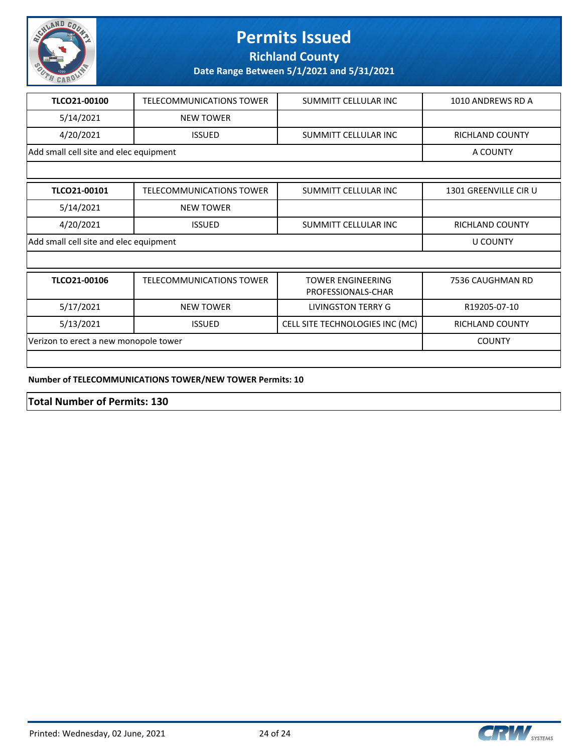# Permits Issued

## Richland County

### Date Range Between 5/1/2021 and 5/31/2021

| | | | |
|---|---|---|---|
| **TLCO21-00100** | TELECOMMUNICATIONS TOWER | SUMMITT CELLULAR INC | 1010 ANDREWS RD A |
| 5/14/2021 | NEW TOWER | | |
| 4/20/2021 | ISSUED | SUMMITT CELLULAR INC | RICHLAND COUNTY |
| Add small cell site and elec equipment | | | A COUNTY |

| | | | |
|---|---|---|---|
| **TLCO21-00101** | TELECOMMUNICATIONS TOWER | SUMMITT CELLULAR INC | 1301 GREENVILLE CIR U |
| 5/14/2021 | NEW TOWER | | |
| 4/20/2021 | ISSUED | SUMMITT CELLULAR INC | RICHLAND COUNTY |
| Add small cell site and elec equipment | | | U COUNTY |

| | | | |
|---|---|---|---|
| **TLCO21-00106** | TELECOMMUNICATIONS TOWER | TOWER ENGINEERING PROFESSIONALS-CHAR | 7536 CAUGHMAN RD |
| 5/17/2021 | NEW TOWER | LIVINGSTON TERRY G | R19205-07-10 |
| 5/13/2021 | ISSUED | CELL SITE TECHNOLOGIES INC (MC) | RICHLAND COUNTY |
| Verizon to erect a new monopole tower | | | COUNTY |

**Number of TELECOMMUNICATIONS TOWER/NEW TOWER Permits: 10**

**Total Number of Permits: 130**